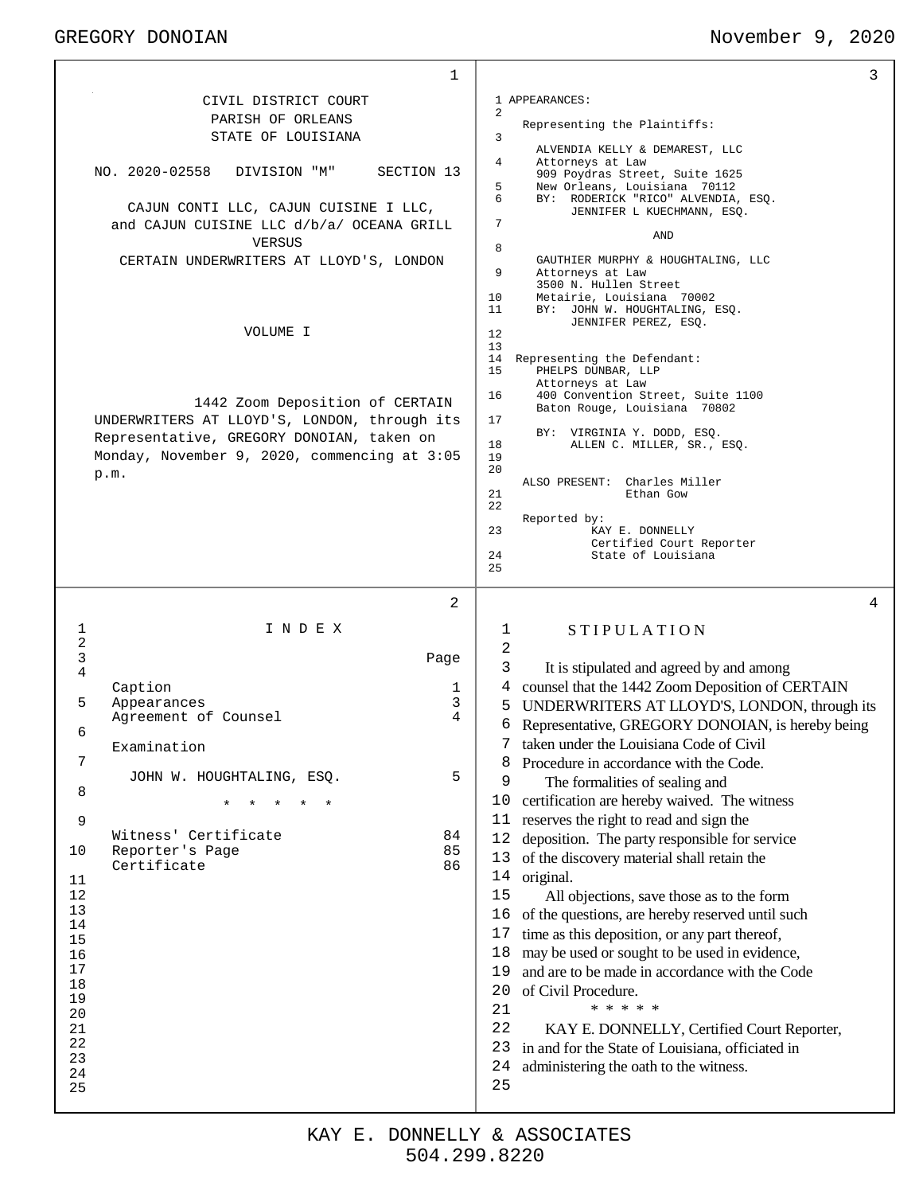CIVIL DISTRICT COURT
PARISH OF ORLEANS
STATE OF LOUISIANA

NO. 2020-02558 DIVISION "M" SECTION 13

CAJUN CONTI LLC, CAJUN CUISINE I LLC, and CAJUN CUISINE LLC d/b/a/ OCEANA GRILL

VERSUS

CERTAIN UNDERWRITERS AT LLOYD'S, LONDON

VOLUME I

1442 Zoom Deposition of CERTAIN UNDERWRITERS AT LLOYD'S, LONDON, through its Representative, GREGORY DONOIAN, taken on Monday, November 9, 2020, commencing at 3:05 p.m.

---

## I N D E X

| | Page |
|---|---|
| Caption | 1 |
| Appearances | 3 |
| Agreement of Counsel | 4 |
| Examination | |
| JOHN W. HOUGHTALING, ESQ. | 5 |
| * * * * * | |
| Witness' Certificate | 84 |
| Reporter's Page | 85 |
| Certificate | 86 |

---

APPEARANCES:

Representing the Plaintiffs:

ALVENDIA KELLY & DEMAREST, LLC
Attorneys at Law
909 Poydras Street, Suite 1625
New Orleans, Louisiana 70112
BY: RODERICK "RICO" ALVENDIA, ESQ.
JENNIFER L KUECHMANN, ESQ.

AND

GAUTHIER MURPHY & HOUGHTALING, LLC
Attorneys at Law
3500 N. Hullen Street
Metairie, Louisiana 70002
BY: JOHN W. HOUGHTALING, ESQ.
JENNIFER PEREZ, ESQ.

Representing the Defendant:

PHELPS DUNBAR, LLP
Attorneys at Law
400 Convention Street, Suite 1100
Baton Rouge, Louisiana 70802
BY: VIRGINIA Y. DODD, ESQ.
ALLEN C. MILLER, SR., ESQ.

ALSO PRESENT: Charles Miller
Ethan Gow

Reported by:
KAY E. DONNELLY
Certified Court Reporter
State of Louisiana

---

## S T I P U L A T I O N

It is stipulated and agreed by and among counsel that the 1442 Zoom Deposition of CERTAIN UNDERWRITERS AT LLOYD'S, LONDON, through its Representative, GREGORY DONOIAN, is hereby being taken under the Louisiana Code of Civil Procedure in accordance with the Code.

The formalities of sealing and certification are hereby waived. The witness reserves the right to read and sign the deposition. The party responsible for service of the discovery material shall retain the original.

All objections, save those as to the form of the questions, are hereby reserved until such time as this deposition, or any part thereof, may be used or sought to be used in evidence, and are to be made in accordance with the Code of Civil Procedure.

* * * * *

KAY E. DONNELLY, Certified Court Reporter, in and for the State of Louisiana, officiated in administering the oath to the witness.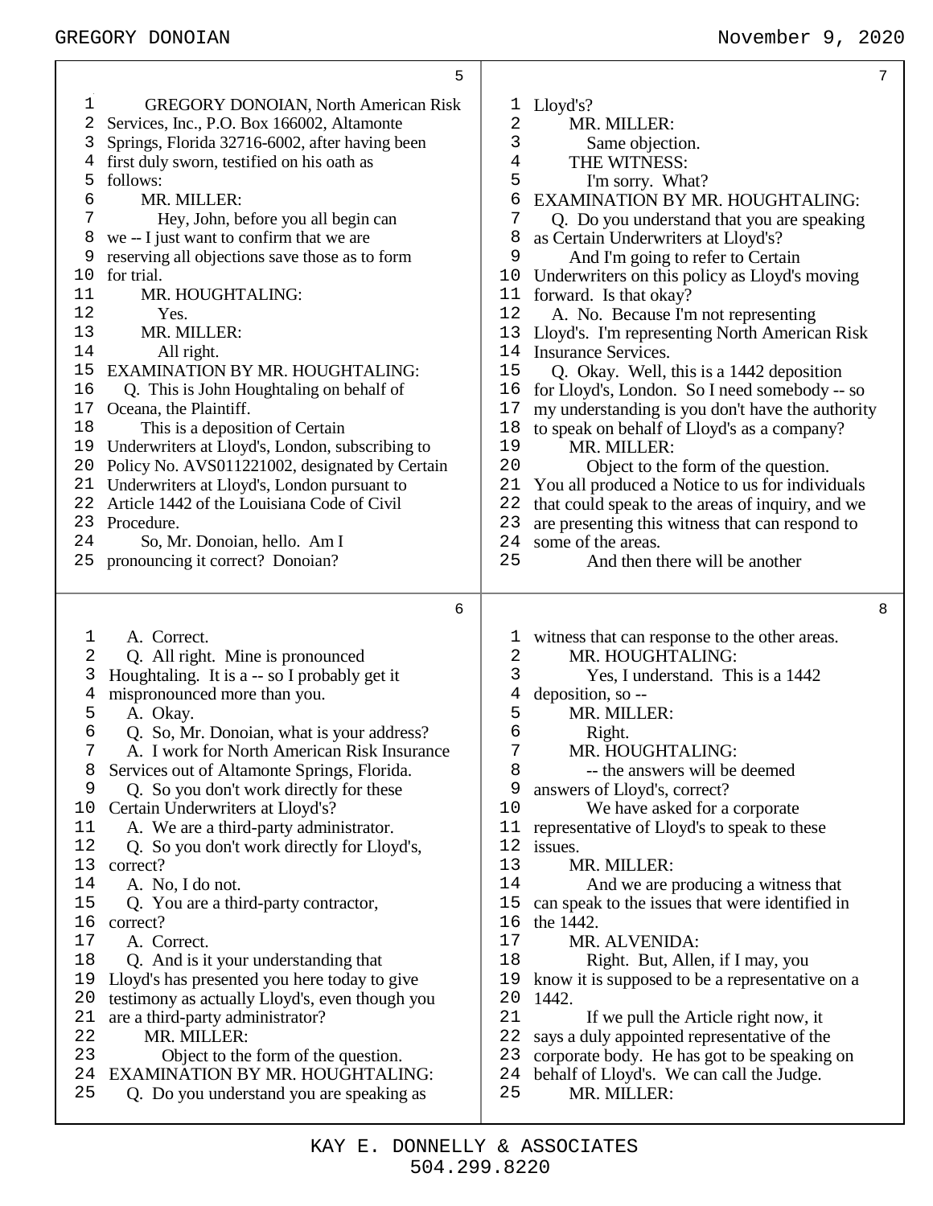GREGORY DONOIAN, North American Risk Services, Inc., P.O. Box 166002, Altamonte Springs, Florida 32716-6002, after having been first duly sworn, testified on his oath as follows:

MR. MILLER:

Hey, John, before you all begin can we -- I just want to confirm that we are reserving all objections save those as to form for trial.

MR. HOUGHTALING:

Yes.

MR. MILLER:

All right.

EXAMINATION BY MR. HOUGHTALING:

Q. This is John Houghtaling on behalf of Oceana, the Plaintiff.

This is a deposition of Certain Underwriters at Lloyd's, London, subscribing to Policy No. AVS011221002, designated by Certain Underwriters at Lloyd's, London pursuant to Article 1442 of the Louisiana Code of Civil Procedure.

So, Mr. Donoian, hello. Am I pronouncing it correct? Donoian?

A. Correct.

Q. All right. Mine is pronounced Houghtaling. It is a -- so I probably get it mispronounced more than you.

A. Okay.

Q. So, Mr. Donoian, what is your address?

A. I work for North American Risk Insurance Services out of Altamonte Springs, Florida.

Q. So you don't work directly for these Certain Underwriters at Lloyd's?

A. We are a third-party administrator.

Q. So you don't work directly for Lloyd's, correct?

A. No, I do not.

Q. You are a third-party contractor, correct?

A. Correct.

Q. And is it your understanding that Lloyd's has presented you here today to give testimony as actually Lloyd's, even though you are a third-party administrator?

MR. MILLER:

Object to the form of the question.

EXAMINATION BY MR. HOUGHTALING:

Q. Do you understand you are speaking as Lloyd's?

MR. MILLER:

Same objection.

THE WITNESS:

I'm sorry. What?

EXAMINATION BY MR. HOUGHTALING:

Q. Do you understand that you are speaking as Certain Underwriters at Lloyd's?

And I'm going to refer to Certain Underwriters on this policy as Lloyd's moving forward. Is that okay?

A. No. Because I'm not representing Lloyd's. I'm representing North American Risk Insurance Services.

Q. Okay. Well, this is a 1442 deposition for Lloyd's, London. So I need somebody -- so my understanding is you don't have the authority to speak on behalf of Lloyd's as a company?

MR. MILLER:

Object to the form of the question. You all produced a Notice to us for individuals that could speak to the areas of inquiry, and we are presenting this witness that can respond to some of the areas.

And then there will be another witness that can response to the other areas.

MR. HOUGHTALING:

Yes, I understand. This is a 1442 deposition, so --

MR. MILLER:

Right.

MR. HOUGHTALING:

-- the answers will be deemed answers of Lloyd's, correct?

We have asked for a corporate representative of Lloyd's to speak to these issues.

MR. MILLER:

And we are producing a witness that can speak to the issues that were identified in the 1442.

MR. ALVENIDA:

Right. But, Allen, if I may, you know it is supposed to be a representative on a 1442.

If we pull the Article right now, it says a duly appointed representative of the corporate body. He has got to be speaking on behalf of Lloyd's. We can call the Judge.

MR. MILLER: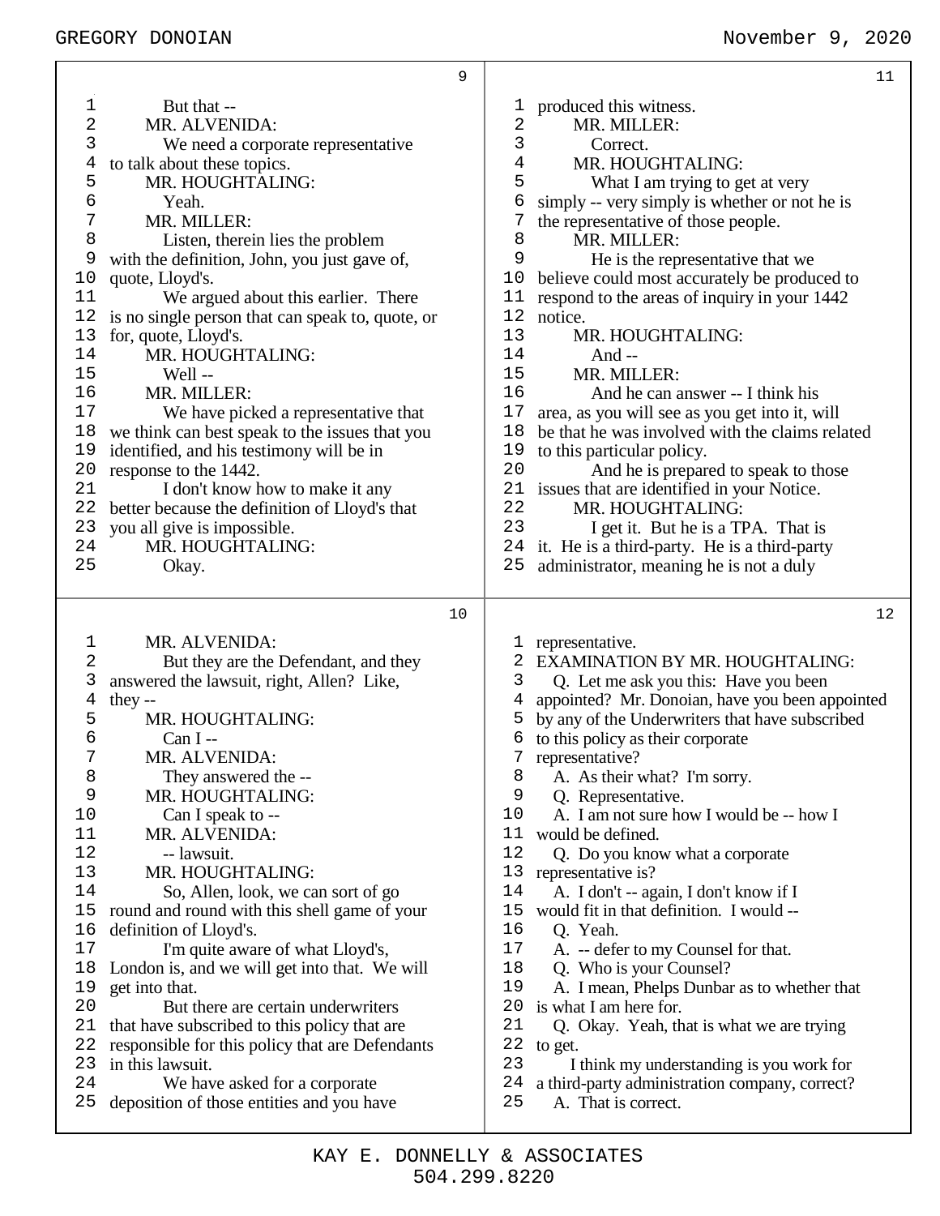But that --

MR. ALVENIDA:

We need a corporate representative to talk about these topics.

MR. HOUGHTALING:

Yeah.

MR. MILLER:

Listen, therein lies the problem with the definition, John, you just gave of, quote, Lloyd's.

We argued about this earlier. There is no single person that can speak to, quote, or for, quote, Lloyd's.

MR. HOUGHTALING:

Well --

MR. MILLER:

We have picked a representative that we think can best speak to the issues that you identified, and his testimony will be in response to the 1442.

I don't know how to make it any better because the definition of Lloyd's that you all give is impossible.

MR. HOUGHTALING:

Okay.

MR. ALVENIDA:

But they are the Defendant, and they answered the lawsuit, right, Allen? Like, they --

MR. HOUGHTALING:

Can I --

MR. ALVENIDA:

They answered the --

MR. HOUGHTALING:

Can I speak to --

MR. ALVENIDA:

-- lawsuit.

MR. HOUGHTALING:

So, Allen, look, we can sort of go round and round with this shell game of your definition of Lloyd's.

I'm quite aware of what Lloyd's, London is, and we will get into that. We will get into that.

But there are certain underwriters that have subscribed to this policy that are responsible for this policy that are Defendants in this lawsuit.

We have asked for a corporate deposition of those entities and you have produced this witness.

MR. MILLER:

Correct.

MR. HOUGHTALING:

What I am trying to get at very simply -- very simply is whether or not he is the representative of those people.

MR. MILLER:

He is the representative that we believe could most accurately be produced to respond to the areas of inquiry in your 1442 notice.

MR. HOUGHTALING:

And --

MR. MILLER:

And he can answer -- I think his area, as you will see as you get into it, will be that he was involved with the claims related to this particular policy.

And he is prepared to speak to those issues that are identified in your Notice.

MR. HOUGHTALING:

I get it. But he is a TPA. That is it. He is a third-party. He is a third-party administrator, meaning he is not a duly representative.

EXAMINATION BY MR. HOUGHTALING:

Q. Let me ask you this: Have you been appointed? Mr. Donoian, have you been appointed by any of the Underwriters that have subscribed to this policy as their corporate representative?

A. As their what? I'm sorry.

Q. Representative.

A. I am not sure how I would be -- how I would be defined.

Q. Do you know what a corporate representative is?

A. I don't -- again, I don't know if I would fit in that definition. I would --

Q. Yeah.

A. -- defer to my Counsel for that.

Q. Who is your Counsel?

A. I mean, Phelps Dunbar as to whether that is what I am here for.

Q. Okay. Yeah, that is what we are trying to get.

I think my understanding is you work for a third-party administration company, correct?

A. That is correct.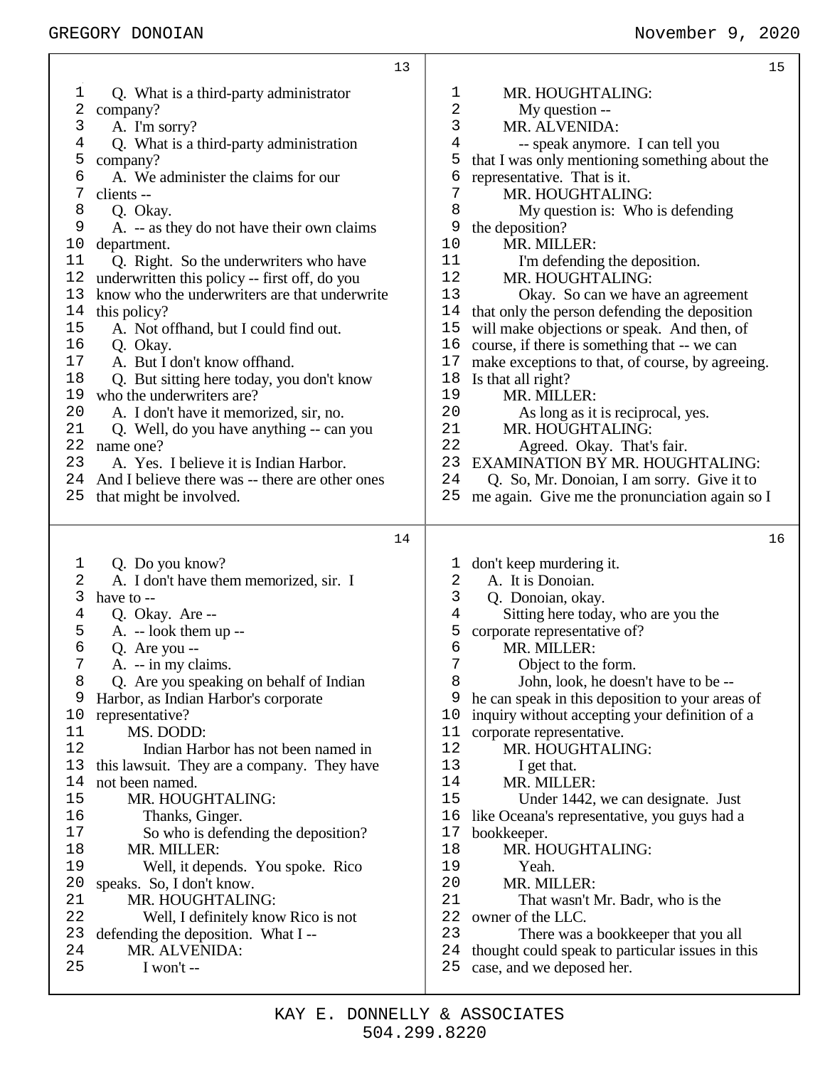Q. What is a third-party administrator company?

A. I'm sorry?

Q. What is a third-party administration company?

A. We administer the claims for our clients --

Q. Okay.

A. -- as they do not have their own claims department.

Q. Right. So the underwriters who have underwritten this policy -- first off, do you know who the underwriters are that underwrite this policy?

A. Not offhand, but I could find out.

Q. Okay.

A. But I don't know offhand.

Q. But sitting here today, you don't know who the underwriters are?

A. I don't have it memorized, sir, no.

Q. Well, do you have anything -- can you name one?

A. Yes. I believe it is Indian Harbor. And I believe there was -- there are other ones that might be involved.

Q. Do you know?

A. I don't have them memorized, sir. I have to --

Q. Okay. Are --

A. -- look them up --

Q. Are you --

A. -- in my claims.

Q. Are you speaking on behalf of Indian Harbor, as Indian Harbor's corporate representative?

MS. DODD:

Indian Harbor has not been named in this lawsuit. They are a company. They have not been named.

MR. HOUGHTALING:

Thanks, Ginger.

So who is defending the deposition?

MR. MILLER:

Well, it depends. You spoke. Rico speaks. So, I don't know.

MR. HOUGHTALING:

Well, I definitely know Rico is not defending the deposition. What I --

MR. ALVENIDA:

I won't --

MR. HOUGHTALING:

My question --

MR. ALVENIDA:

-- speak anymore. I can tell you that I was only mentioning something about the representative. That is it.

MR. HOUGHTALING:

My question is: Who is defending the deposition?

MR. MILLER:

I'm defending the deposition.

MR. HOUGHTALING:

Okay. So can we have an agreement that only the person defending the deposition will make objections or speak. And then, of course, if there is something that -- we can make exceptions to that, of course, by agreeing. Is that all right?

MR. MILLER:

As long as it is reciprocal, yes.

MR. HOUGHTALING:

Agreed. Okay. That's fair.

EXAMINATION BY MR. HOUGHTALING:

Q. So, Mr. Donoian, I am sorry. Give it to me again. Give me the pronunciation again so I don't keep murdering it.

A. It is Donoian.

Q. Donoian, okay.

Sitting here today, who are you the corporate representative of?

MR. MILLER:

Object to the form.

John, look, he doesn't have to be -- he can speak in this deposition to your areas of inquiry without accepting your definition of a corporate representative.

MR. HOUGHTALING:

I get that.

MR. MILLER:

Under 1442, we can designate. Just like Oceana's representative, you guys had a bookkeeper.

MR. HOUGHTALING:

Yeah.

MR. MILLER:

That wasn't Mr. Badr, who is the owner of the LLC.

There was a bookkeeper that you all thought could speak to particular issues in this case, and we deposed her.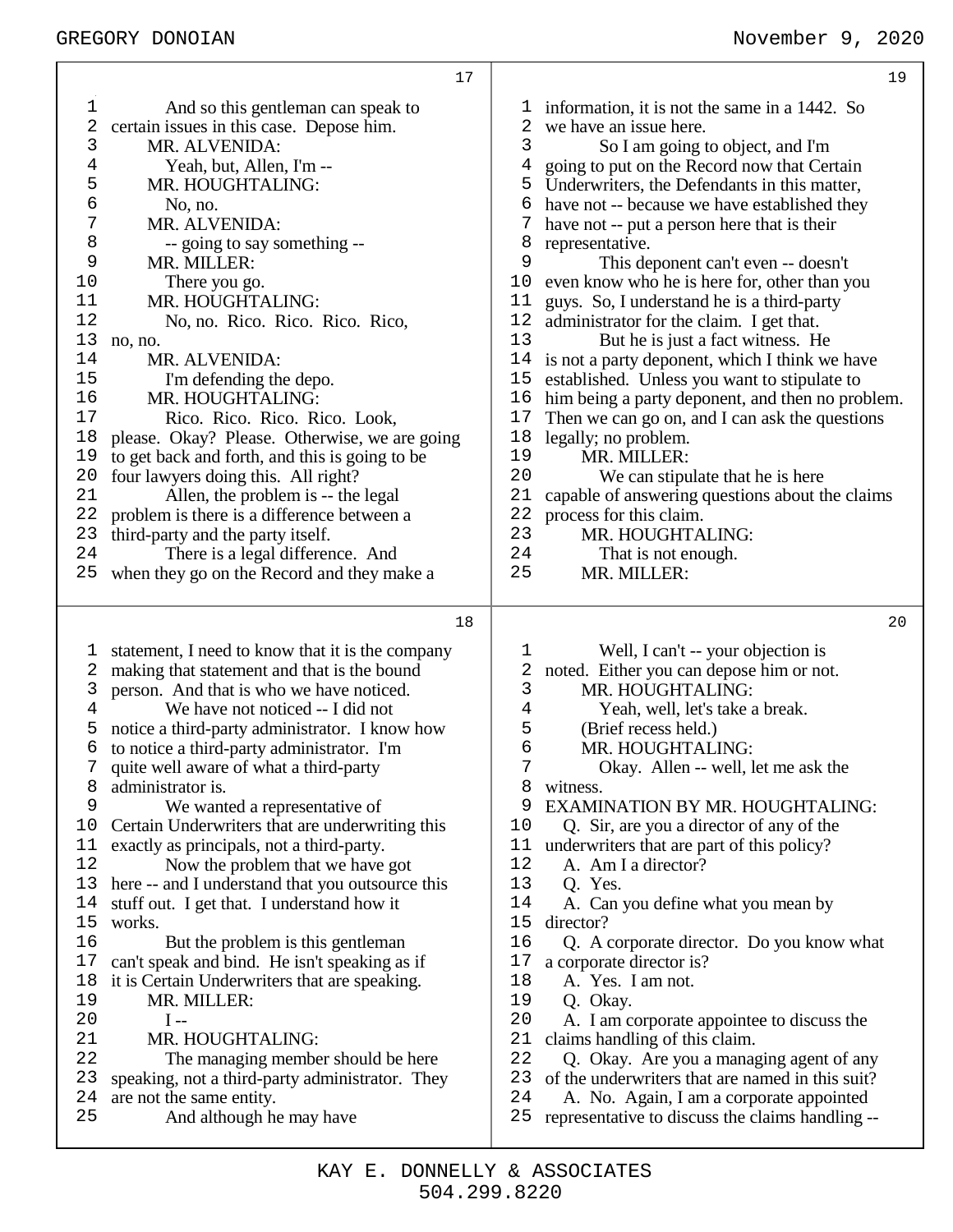And so this gentleman can speak to certain issues in this case. Depose him.

MR. ALVENIDA:

Yeah, but, Allen, I'm --

MR. HOUGHTALING:

No, no.

MR. ALVENIDA:

-- going to say something --

MR. MILLER:

There you go.

MR. HOUGHTALING:

No, no. Rico. Rico. Rico. Rico, no, no.

MR. ALVENIDA:

I'm defending the depo.

MR. HOUGHTALING:

Rico. Rico. Rico. Rico. Look, please. Okay? Please. Otherwise, we are going to get back and forth, and this is going to be four lawyers doing this. All right?

Allen, the problem is -- the legal problem is there is a difference between a third-party and the party itself.

There is a legal difference. And when they go on the Record and they make a statement, I need to know that it is the company making that statement and that is the bound person. And that is who we have noticed.

We have not noticed -- I did not notice a third-party administrator. I know how to notice a third-party administrator. I'm quite well aware of what a third-party administrator is.

We wanted a representative of Certain Underwriters that are underwriting this exactly as principals, not a third-party.

Now the problem that we have got here -- and I understand that you outsource this stuff out. I get that. I understand how it works.

But the problem is this gentleman can't speak and bind. He isn't speaking as if it is Certain Underwriters that are speaking.

MR. MILLER:

I --

MR. HOUGHTALING:

The managing member should be here speaking, not a third-party administrator. They are not the same entity.

And although he may have information, it is not the same in a 1442. So we have an issue here.

So I am going to object, and I'm going to put on the Record now that Certain Underwriters, the Defendants in this matter, have not -- because we have established they have not -- put a person here that is their representative.

This deponent can't even -- doesn't even know who he is here for, other than you guys. So, I understand he is a third-party administrator for the claim. I get that.

But he is just a fact witness. He is not a party deponent, which I think we have established. Unless you want to stipulate to him being a party deponent, and then no problem. Then we can go on, and I can ask the questions legally; no problem.

MR. MILLER:

We can stipulate that he is here capable of answering questions about the claims process for this claim.

MR. HOUGHTALING:

That is not enough.

MR. MILLER:

Well, I can't -- your objection is noted. Either you can depose him or not.

MR. HOUGHTALING:

Yeah, well, let's take a break.

(Brief recess held.)

MR. HOUGHTALING:

Okay. Allen -- well, let me ask the witness.

EXAMINATION BY MR. HOUGHTALING:

Q. Sir, are you a director of any of the underwriters that are part of this policy?

A. Am I a director?

Q. Yes.

A. Can you define what you mean by director?

Q. A corporate director. Do you know what a corporate director is?

A. Yes. I am not.

Q. Okay.

A. I am corporate appointee to discuss the claims handling of this claim.

Q. Okay. Are you a managing agent of any of the underwriters that are named in this suit?

A. No. Again, I am a corporate appointed representative to discuss the claims handling --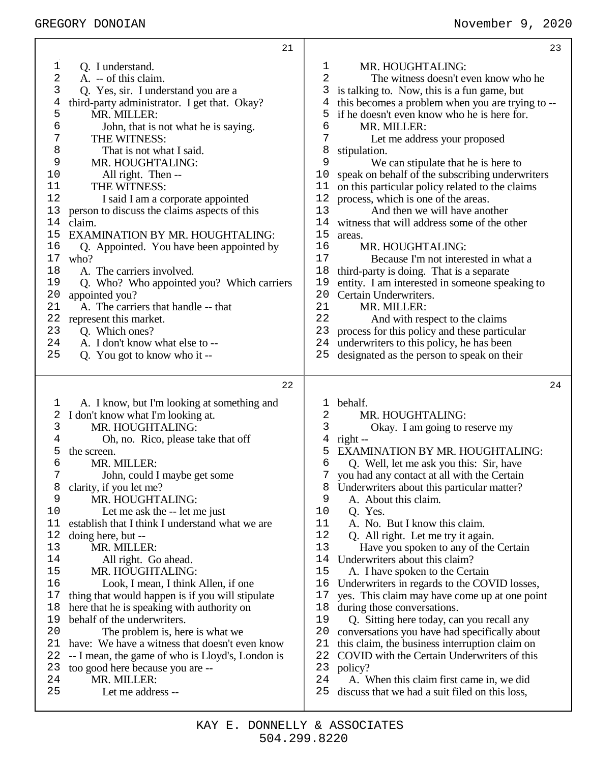Q. I understand.

A. -- of this claim.

Q. Yes, sir. I understand you are a third-party administrator. I get that. Okay?

MR. MILLER:

John, that is not what he is saying.

THE WITNESS:

That is not what I said.

MR. HOUGHTALING:

All right. Then --

THE WITNESS:

I said I am a corporate appointed person to discuss the claims aspects of this claim.

EXAMINATION BY MR. HOUGHTALING:

Q. Appointed. You have been appointed by who?

A. The carriers involved.

Q. Who? Who appointed you? Which carriers appointed you?

A. The carriers that handle -- that represent this market.

Q. Which ones?

A. I don't know what else to --

Q. You got to know who it --

A. I know, but I'm looking at something and I don't know what I'm looking at.

MR. HOUGHTALING:

Oh, no. Rico, please take that off the screen.

MR. MILLER:

John, could I maybe get some clarity, if you let me?

MR. HOUGHTALING:

Let me ask the -- let me just establish that I think I understand what we are doing here, but --

MR. MILLER:

All right. Go ahead.

MR. HOUGHTALING:

Look, I mean, I think Allen, if one thing that would happen is if you will stipulate here that he is speaking with authority on behalf of the underwriters.

The problem is, here is what we have: We have a witness that doesn't even know -- I mean, the game of who is Lloyd's, London is too good here because you are --

MR. MILLER:

Let me address --

MR. HOUGHTALING:

The witness doesn't even know who he is talking to. Now, this is a fun game, but this becomes a problem when you are trying to -- if he doesn't even know who he is here for.

MR. MILLER:

Let me address your proposed stipulation.

We can stipulate that he is here to speak on behalf of the subscribing underwriters on this particular policy related to the claims process, which is one of the areas.

And then we will have another witness that will address some of the other areas.

MR. HOUGHTALING:

Because I'm not interested in what a third-party is doing. That is a separate entity. I am interested in someone speaking to Certain Underwriters.

MR. MILLER:

And with respect to the claims process for this policy and these particular underwriters to this policy, he has been designated as the person to speak on their behalf.

MR. HOUGHTALING:

Okay. I am going to reserve my right --

EXAMINATION BY MR. HOUGHTALING:

Q. Well, let me ask you this: Sir, have you had any contact at all with the Certain Underwriters about this particular matter?

A. About this claim.

Q. Yes.

A. No. But I know this claim.

Q. All right. Let me try it again.

Have you spoken to any of the Certain Underwriters about this claim?

A. I have spoken to the Certain Underwriters in regards to the COVID losses, yes. This claim may have come up at one point during those conversations.

Q. Sitting here today, can you recall any conversations you have had specifically about this claim, the business interruption claim on COVID with the Certain Underwriters of this policy?

A. When this claim first came in, we did discuss that we had a suit filed on this loss,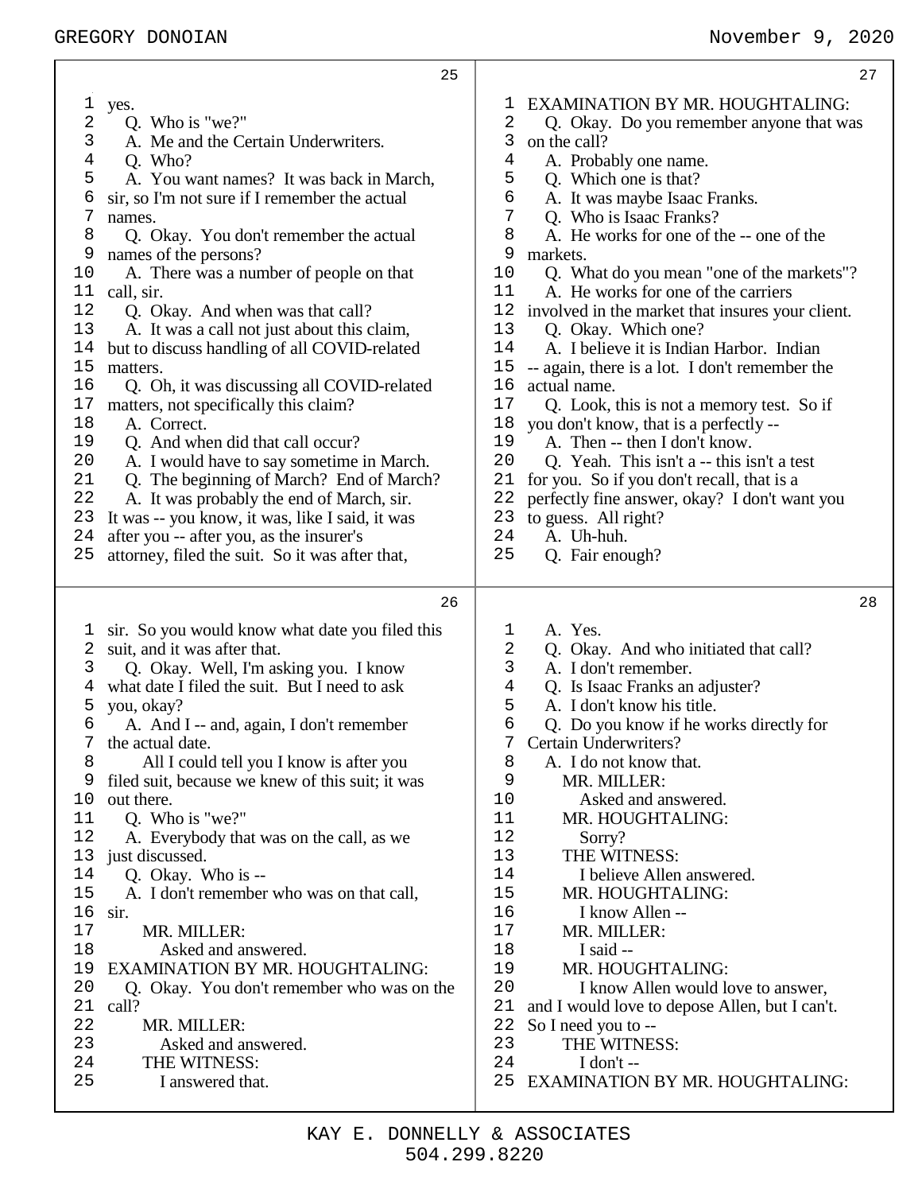yes.

Q. Who is "we?"

A. Me and the Certain Underwriters.

Q. Who?

A. You want names? It was back in March, sir, so I'm not sure if I remember the actual names.

Q. Okay. You don't remember the actual names of the persons?

A. There was a number of people on that call, sir.

Q. Okay. And when was that call?

A. It was a call not just about this claim, but to discuss handling of all COVID-related matters.

Q. Oh, it was discussing all COVID-related matters, not specifically this claim?

A. Correct.

Q. And when did that call occur?

A. I would have to say sometime in March.

Q. The beginning of March? End of March?

A. It was probably the end of March, sir. It was -- you know, it was, like I said, it was after you -- after you, as the insurer's attorney, filed the suit. So it was after that, sir. So you would know what date you filed this suit, and it was after that.

Q. Okay. Well, I'm asking you. I know what date I filed the suit. But I need to ask you, okay?

A. And I -- and, again, I don't remember the actual date.

All I could tell you I know is after you filed suit, because we knew of this suit; it was out there.

Q. Who is "we?"

A. Everybody that was on the call, as we just discussed.

Q. Okay. Who is --

A. I don't remember who was on that call, sir.

MR. MILLER:
Asked and answered.

EXAMINATION BY MR. HOUGHTALING:

Q. Okay. You don't remember who was on the call?

MR. MILLER:
Asked and answered.

THE WITNESS:
I answered that.

EXAMINATION BY MR. HOUGHTALING:

Q. Okay. Do you remember anyone that was on the call?

A. Probably one name.

Q. Which one is that?

A. It was maybe Isaac Franks.

Q. Who is Isaac Franks?

A. He works for one of the -- one of the markets.

Q. What do you mean "one of the markets"?

A. He works for one of the carriers involved in the market that insures your client.

Q. Okay. Which one?

A. I believe it is Indian Harbor. Indian -- again, there is a lot. I don't remember the actual name.

Q. Look, this is not a memory test. So if you don't know, that is a perfectly --

A. Then -- then I don't know.

Q. Yeah. This isn't a -- this isn't a test for you. So if you don't recall, that is a perfectly fine answer, okay? I don't want you to guess. All right?

A. Uh-huh.

Q. Fair enough?

A. Yes.

Q. Okay. And who initiated that call?

A. I don't remember.

Q. Is Isaac Franks an adjuster?

A. I don't know his title.

Q. Do you know if he works directly for Certain Underwriters?

A. I do not know that.

MR. MILLER:
Asked and answered.

MR. HOUGHTALING:
Sorry?

THE WITNESS:
I believe Allen answered.

MR. HOUGHTALING:
I know Allen --

MR. MILLER:
I said --

MR. HOUGHTALING:
I know Allen would love to answer, and I would love to depose Allen, but I can't. So I need you to --

THE WITNESS:
I don't --

EXAMINATION BY MR. HOUGHTALING: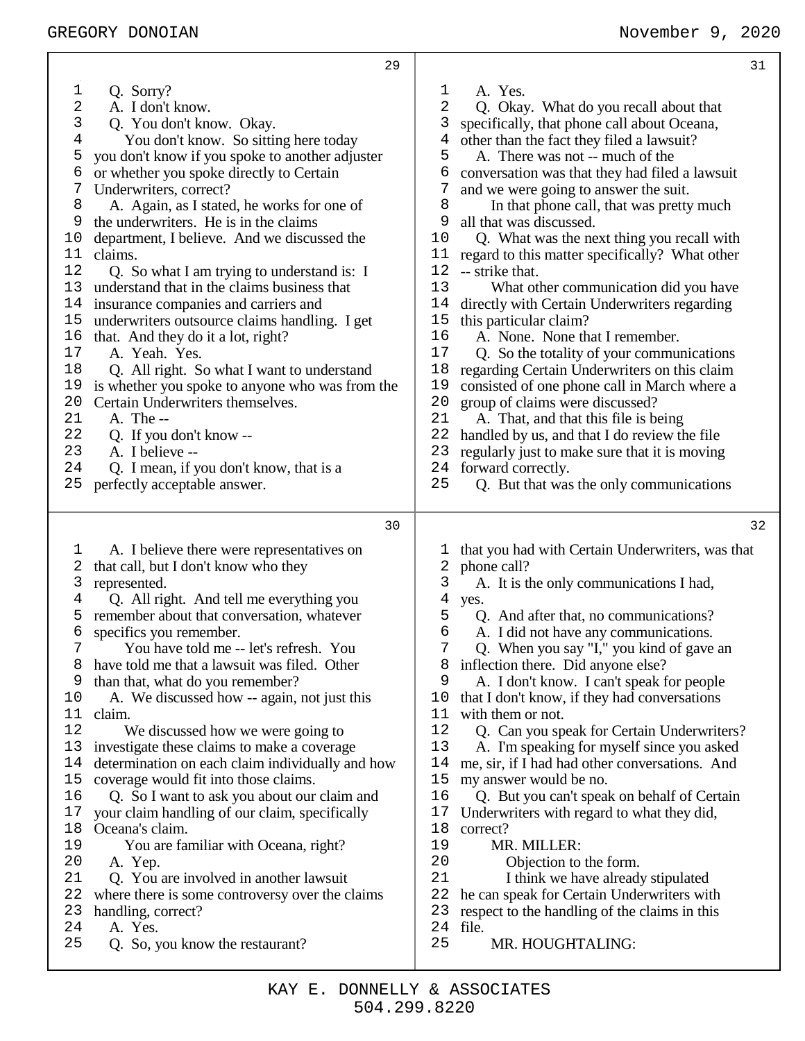Q. Sorry?

A. I don't know.

Q. You don't know. Okay.

You don't know. So sitting here today you don't know if you spoke to another adjuster or whether you spoke directly to Certain Underwriters, correct?

A. Again, as I stated, he works for one of the underwriters. He is in the claims department, I believe. And we discussed the claims.

Q. So what I am trying to understand is: I understand that in the claims business that insurance companies and carriers and underwriters outsource claims handling. I get that. And they do it a lot, right?

A. Yeah. Yes.

Q. All right. So what I want to understand is whether you spoke to anyone who was from the Certain Underwriters themselves.

A. The --

Q. If you don't know --

A. I believe --

Q. I mean, if you don't know, that is a perfectly acceptable answer.

A. I believe there were representatives on that call, but I don't know who they represented.

Q. All right. And tell me everything you remember about that conversation, whatever specifics you remember.

You have told me -- let's refresh. You have told me that a lawsuit was filed. Other than that, what do you remember?

A. We discussed how -- again, not just this claim.

We discussed how we were going to investigate these claims to make a coverage determination on each claim individually and how coverage would fit into those claims.

Q. So I want to ask you about our claim and your claim handling of our claim, specifically Oceana's claim.

You are familiar with Oceana, right?

A. Yep.

Q. You are involved in another lawsuit where there is some controversy over the claims handling, correct?

A. Yes.

Q. So, you know the restaurant?

A. Yes.

Q. Okay. What do you recall about that specifically, that phone call about Oceana, other than the fact they filed a lawsuit?

A. There was not -- much of the conversation was that they had filed a lawsuit and we were going to answer the suit.

In that phone call, that was pretty much all that was discussed.

Q. What was the next thing you recall with regard to this matter specifically? What other -- strike that.

What other communication did you have directly with Certain Underwriters regarding this particular claim?

A. None. None that I remember.

Q. So the totality of your communications regarding Certain Underwriters on this claim consisted of one phone call in March where a group of claims were discussed?

A. That, and that this file is being handled by us, and that I do review the file regularly just to make sure that it is moving forward correctly.

Q. But that was the only communications that you had with Certain Underwriters, was that phone call?

A. It is the only communications I had, yes.

Q. And after that, no communications?

A. I did not have any communications.

Q. When you say "I," you kind of gave an inflection there. Did anyone else?

A. I don't know. I can't speak for people that I don't know, if they had conversations with them or not.

Q. Can you speak for Certain Underwriters?

A. I'm speaking for myself since you asked me, sir, if I had had other conversations. And my answer would be no.

Q. But you can't speak on behalf of Certain Underwriters with regard to what they did, correct?

MR. MILLER:

Objection to the form.

I think we have already stipulated he can speak for Certain Underwriters with respect to the handling of the claims in this file.

MR. HOUGHTALING: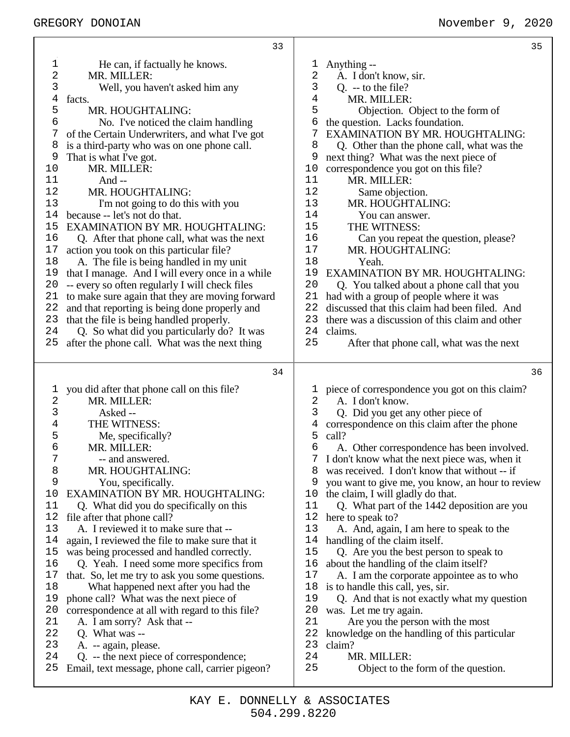33

1 He can, if factually he knows.
2 MR. MILLER:
3 Well, you haven't asked him any
4 facts.
5 MR. HOUGHTALING:
6 No. I've noticed the claim handling
7 of the Certain Underwriters, and what I've got
8 is a third-party who was on one phone call.
9 That is what I've got.
10 MR. MILLER:
11 And --
12 MR. HOUGHTALING:
13 I'm not going to do this with you
14 because -- let's not do that.
15 EXAMINATION BY MR. HOUGHTALING:
16 Q. After that phone call, what was the next
17 action you took on this particular file?
18 A. The file is being handled in my unit
19 that I manage. And I will every once in a while
20 -- every so often regularly I will check files
21 to make sure again that they are moving forward
22 and that reporting is being done properly and
23 that the file is being handled properly.
24 Q. So what did you particularly do? It was
25 after the phone call. What was the next thing

34

1 you did after that phone call on this file?
2 MR. MILLER:
3 Asked --
4 THE WITNESS:
5 Me, specifically?
6 MR. MILLER:
7 -- and answered.
8 MR. HOUGHTALING:
9 You, specifically.
10 EXAMINATION BY MR. HOUGHTALING:
11 Q. What did you do specifically on this
12 file after that phone call?
13 A. I reviewed it to make sure that --
14 again, I reviewed the file to make sure that it
15 was being processed and handled correctly.
16 Q. Yeah. I need some more specifics from
17 that. So, let me try to ask you some questions.
18 What happened next after you had the
19 phone call? What was the next piece of
20 correspondence at all with regard to this file?
21 A. I am sorry? Ask that --
22 Q. What was --
23 A. -- again, please.
24 Q. -- the next piece of correspondence;
25 Email, text message, phone call, carrier pigeon?

35

1 Anything --
2 A. I don't know, sir.
3 Q. -- to the file?
4 MR. MILLER:
5 Objection. Object to the form of
6 the question. Lacks foundation.
7 EXAMINATION BY MR. HOUGHTALING:
8 Q. Other than the phone call, what was the
9 next thing? What was the next piece of
10 correspondence you got on this file?
11 MR. MILLER:
12 Same objection.
13 MR. HOUGHTALING:
14 You can answer.
15 THE WITNESS:
16 Can you repeat the question, please?
17 MR. HOUGHTALING:
18 Yeah.
19 EXAMINATION BY MR. HOUGHTALING:
20 Q. You talked about a phone call that you
21 had with a group of people where it was
22 discussed that this claim had been filed. And
23 there was a discussion of this claim and other
24 claims.
25 After that phone call, what was the next

36

1 piece of correspondence you got on this claim?
2 A. I don't know.
3 Q. Did you get any other piece of
4 correspondence on this claim after the phone
5 call?
6 A. Other correspondence has been involved.
7 I don't know what the next piece was, when it
8 was received. I don't know that without -- if
9 you want to give me, you know, an hour to review
10 the claim, I will gladly do that.
11 Q. What part of the 1442 deposition are you
12 here to speak to?
13 A. And, again, I am here to speak to the
14 handling of the claim itself.
15 Q. Are you the best person to speak to
16 about the handling of the claim itself?
17 A. I am the corporate appointee as to who
18 is to handle this call, yes, sir.
19 Q. And that is not exactly what my question
20 was. Let me try again.
21 Are you the person with the most
22 knowledge on the handling of this particular
23 claim?
24 MR. MILLER:
25 Object to the form of the question.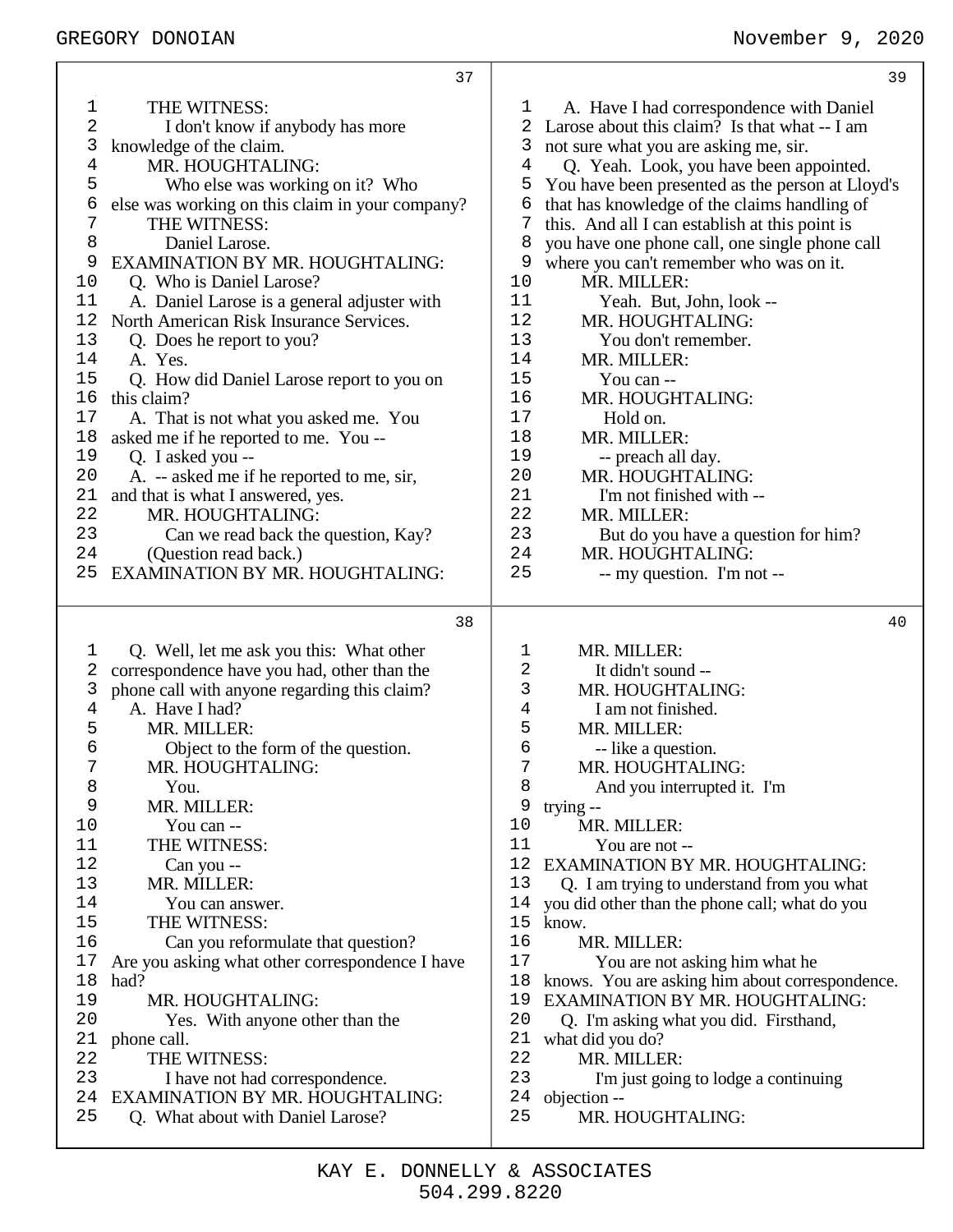THE WITNESS:
I don't know if anybody has more knowledge of the claim.

MR. HOUGHTALING:
Who else was working on it? Who else was working on this claim in your company?

THE WITNESS:
Daniel Larose.

EXAMINATION BY MR. HOUGHTALING:

Q. Who is Daniel Larose?

A. Daniel Larose is a general adjuster with North American Risk Insurance Services.

Q. Does he report to you?

A. Yes.

Q. How did Daniel Larose report to you on this claim?

A. That is not what you asked me. You asked me if he reported to me. You --

Q. I asked you --

A. -- asked me if he reported to me, sir, and that is what I answered, yes.

MR. HOUGHTALING:
Can we read back the question, Kay?

(Question read back.)

EXAMINATION BY MR. HOUGHTALING:

Q. Well, let me ask you this: What other correspondence have you had, other than the phone call with anyone regarding this claim?

A. Have I had?

MR. MILLER:
Object to the form of the question.

MR. HOUGHTALING:
You.

MR. MILLER:
You can --

THE WITNESS:
Can you --

MR. MILLER:
You can answer.

THE WITNESS:
Can you reformulate that question? Are you asking what other correspondence I have had?

MR. HOUGHTALING:
Yes. With anyone other than the phone call.

THE WITNESS:
I have not had correspondence.

EXAMINATION BY MR. HOUGHTALING:

Q. What about with Daniel Larose?

A. Have I had correspondence with Daniel Larose about this claim? Is that what -- I am not sure what you are asking me, sir.

Q. Yeah. Look, you have been appointed. You have been presented as the person at Lloyd's that has knowledge of the claims handling of this. And all I can establish at this point is you have one phone call, one single phone call where you can't remember who was on it.

MR. MILLER:
Yeah. But, John, look --

MR. HOUGHTALING:
You don't remember.

MR. MILLER:
You can --

MR. HOUGHTALING:
Hold on.

MR. MILLER:
-- preach all day.

MR. HOUGHTALING:
I'm not finished with --

MR. MILLER:
But do you have a question for him?

MR. HOUGHTALING:
-- my question. I'm not --

MR. MILLER:
It didn't sound --

MR. HOUGHTALING:
I am not finished.

MR. MILLER:
-- like a question.

MR. HOUGHTALING:
And you interrupted it. I'm trying --

MR. MILLER:
You are not --

EXAMINATION BY MR. HOUGHTALING:

Q. I am trying to understand from you what you did other than the phone call; what do you know.

MR. MILLER:
You are not asking him what he knows. You are asking him about correspondence.

EXAMINATION BY MR. HOUGHTALING:

Q. I'm asking what you did. Firsthand, what did you do?

MR. MILLER:
I'm just going to lodge a continuing objection --

MR. HOUGHTALING: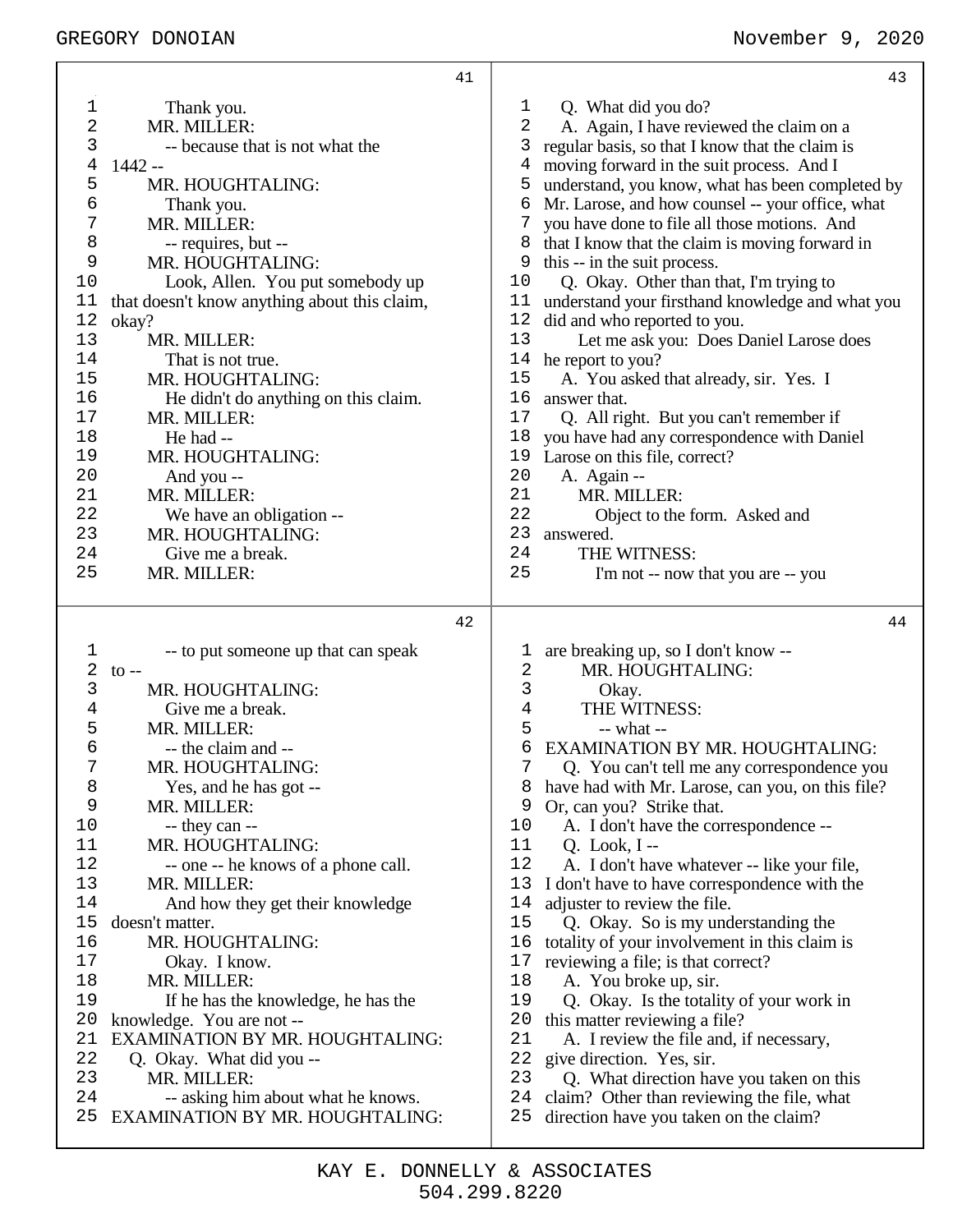**Page 41**

Thank you.

MR. MILLER:

-- because that is not what the 1442 --

MR. HOUGHTALING:

Thank you.

MR. MILLER:

-- requires, but --

MR. HOUGHTALING:

Look, Allen. You put somebody up that doesn't know anything about this claim, okay?

MR. MILLER:

That is not true.

MR. HOUGHTALING:

He didn't do anything on this claim.

MR. MILLER:

He had --

MR. HOUGHTALING:

And you --

MR. MILLER:

We have an obligation --

MR. HOUGHTALING:

Give me a break.

MR. MILLER:

**Page 42**

-- to put someone up that can speak to --

MR. HOUGHTALING:

Give me a break.

MR. MILLER:

-- the claim and --

MR. HOUGHTALING:

Yes, and he has got --

MR. MILLER:

-- they can --

MR. HOUGHTALING:

-- one -- he knows of a phone call.

MR. MILLER:

And how they get their knowledge doesn't matter.

MR. HOUGHTALING:

Okay. I know.

MR. MILLER:

If he has the knowledge, he has the knowledge. You are not --

EXAMINATION BY MR. HOUGHTALING:

Q. Okay. What did you --

MR. MILLER:

-- asking him about what he knows.

EXAMINATION BY MR. HOUGHTALING:

**Page 43**

Q. What did you do?

A. Again, I have reviewed the claim on a regular basis, so that I know that the claim is moving forward in the suit process. And I understand, you know, what has been completed by Mr. Larose, and how counsel -- your office, what you have done to file all those motions. And that I know that the claim is moving forward in this -- in the suit process.

Q. Okay. Other than that, I'm trying to understand your firsthand knowledge and what you did and who reported to you.

Let me ask you: Does Daniel Larose does he report to you?

A. You asked that already, sir. Yes. I answer that.

Q. All right. But you can't remember if you have had any correspondence with Daniel Larose on this file, correct?

A. Again --

MR. MILLER:

Object to the form. Asked and answered.

THE WITNESS:

I'm not -- now that you are -- you

**Page 44**

are breaking up, so I don't know --

MR. HOUGHTALING:

Okay.

THE WITNESS:

-- what --

EXAMINATION BY MR. HOUGHTALING:

Q. You can't tell me any correspondence you have had with Mr. Larose, can you, on this file? Or, can you? Strike that.

A. I don't have the correspondence --

Q. Look, I --

A. I don't have whatever -- like your file, I don't have to have correspondence with the adjuster to review the file.

Q. Okay. So is my understanding the totality of your involvement in this claim is reviewing a file; is that correct?

A. You broke up, sir.

Q. Okay. Is the totality of your work in this matter reviewing a file?

A. I review the file and, if necessary, give direction. Yes, sir.

Q. What direction have you taken on this claim? Other than reviewing the file, what direction have you taken on the claim?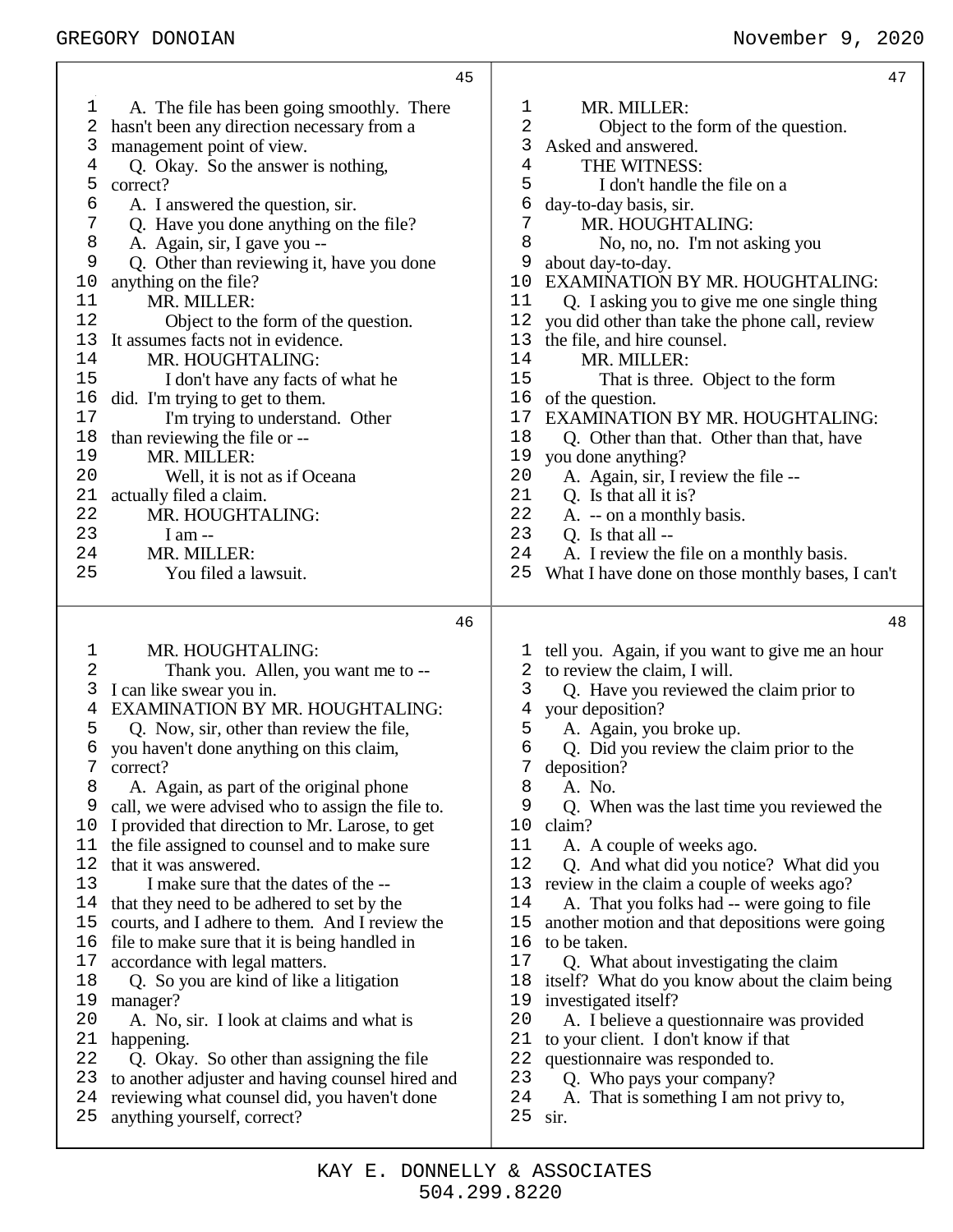45

1 A. The file has been going smoothly. There
2 hasn't been any direction necessary from a
3 management point of view.
4 Q. Okay. So the answer is nothing,
5 correct?
6 A. I answered the question, sir.
7 Q. Have you done anything on the file?
8 A. Again, sir, I gave you --
9 Q. Other than reviewing it, have you done
10 anything on the file?
11 MR. MILLER:
12 Object to the form of the question.
13 It assumes facts not in evidence.
14 MR. HOUGHTALING:
15 I don't have any facts of what he
16 did. I'm trying to get to them.
17 I'm trying to understand. Other
18 than reviewing the file or --
19 MR. MILLER:
20 Well, it is not as if Oceana
21 actually filed a claim.
22 MR. HOUGHTALING:
23 I am --
24 MR. MILLER:
25 You filed a lawsuit.

46

1 MR. HOUGHTALING:
2 Thank you. Allen, you want me to --
3 I can like swear you in.
4 EXAMINATION BY MR. HOUGHTALING:
5 Q. Now, sir, other than review the file,
6 you haven't done anything on this claim,
7 correct?
8 A. Again, as part of the original phone
9 call, we were advised who to assign the file to.
10 I provided that direction to Mr. Larose, to get
11 the file assigned to counsel and to make sure
12 that it was answered.
13 I make sure that the dates of the --
14 that they need to be adhered to set by the
15 courts, and I adhere to them. And I review the
16 file to make sure that it is being handled in
17 accordance with legal matters.
18 Q. So you are kind of like a litigation
19 manager?
20 A. No, sir. I look at claims and what is
21 happening.
22 Q. Okay. So other than assigning the file
23 to another adjuster and having counsel hired and
24 reviewing what counsel did, you haven't done
25 anything yourself, correct?

47

1 MR. MILLER:
2 Object to the form of the question.
3 Asked and answered.
4 THE WITNESS:
5 I don't handle the file on a
6 day-to-day basis, sir.
7 MR. HOUGHTALING:
8 No, no, no. I'm not asking you
9 about day-to-day.
10 EXAMINATION BY MR. HOUGHTALING:
11 Q. I asking you to give me one single thing
12 you did other than take the phone call, review
13 the file, and hire counsel.
14 MR. MILLER:
15 That is three. Object to the form
16 of the question.
17 EXAMINATION BY MR. HOUGHTALING:
18 Q. Other than that. Other than that, have
19 you done anything?
20 A. Again, sir, I review the file --
21 Q. Is that all it is?
22 A. -- on a monthly basis.
23 Q. Is that all --
24 A. I review the file on a monthly basis.
25 What I have done on those monthly bases, I can't

48

1 tell you. Again, if you want to give me an hour
2 to review the claim, I will.
3 Q. Have you reviewed the claim prior to
4 your deposition?
5 A. Again, you broke up.
6 Q. Did you review the claim prior to the
7 deposition?
8 A. No.
9 Q. When was the last time you reviewed the
10 claim?
11 A. A couple of weeks ago.
12 Q. And what did you notice? What did you
13 review in the claim a couple of weeks ago?
14 A. That you folks had -- were going to file
15 another motion and that depositions were going
16 to be taken.
17 Q. What about investigating the claim
18 itself? What do you know about the claim being
19 investigated itself?
20 A. I believe a questionnaire was provided
21 to your client. I don't know if that
22 questionnaire was responded to.
23 Q. Who pays your company?
24 A. That is something I am not privy to,
25 sir.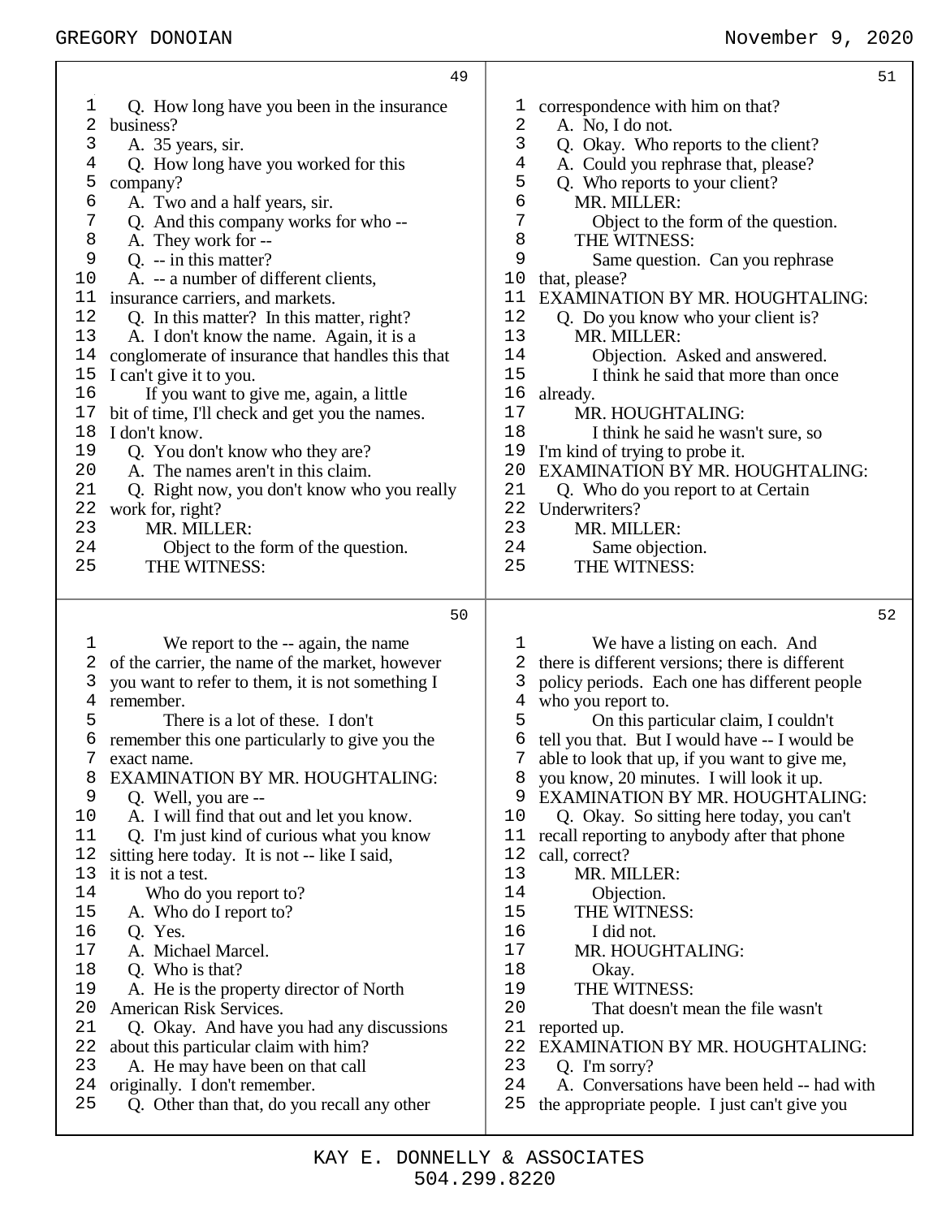Q. How long have you been in the insurance business?

A. 35 years, sir.

Q. How long have you worked for this company?

A. Two and a half years, sir.

Q. And this company works for who --

A. They work for --

Q. -- in this matter?

A. -- a number of different clients, insurance carriers, and markets.

Q. In this matter? In this matter, right?

A. I don't know the name. Again, it is a conglomerate of insurance that handles this that I can't give it to you.

If you want to give me, again, a little bit of time, I'll check and get you the names. I don't know.

Q. You don't know who they are?

A. The names aren't in this claim.

Q. Right now, you don't know who you really work for, right?

MR. MILLER:

Object to the form of the question.

THE WITNESS:

We report to the -- again, the name of the carrier, the name of the market, however you want to refer to them, it is not something I remember.

There is a lot of these. I don't remember this one particularly to give you the exact name.

EXAMINATION BY MR. HOUGHTALING:

Q. Well, you are --

A. I will find that out and let you know.

Q. I'm just kind of curious what you know sitting here today. It is not -- like I said, it is not a test.

Who do you report to?

A. Who do I report to?

Q. Yes.

A. Michael Marcel.

Q. Who is that?

A. He is the property director of North American Risk Services.

Q. Okay. And have you had any discussions about this particular claim with him?

A. He may have been on that call originally. I don't remember.

Q. Other than that, do you recall any other correspondence with him on that?

A. No, I do not.

Q. Okay. Who reports to the client?

A. Could you rephrase that, please?

Q. Who reports to your client?

MR. MILLER:

Object to the form of the question.

THE WITNESS:

Same question. Can you rephrase that, please?

EXAMINATION BY MR. HOUGHTALING:

Q. Do you know who your client is?

MR. MILLER:

Objection. Asked and answered.

I think he said that more than once already.

MR. HOUGHTALING:

I think he said he wasn't sure, so I'm kind of trying to probe it.

EXAMINATION BY MR. HOUGHTALING:

Q. Who do you report to at Certain Underwriters?

MR. MILLER:

Same objection.

THE WITNESS:

We have a listing on each. And there is different versions; there is different policy periods. Each one has different people who you report to.

On this particular claim, I couldn't tell you that. But I would have -- I would be able to look that up, if you want to give me, you know, 20 minutes. I will look it up.

EXAMINATION BY MR. HOUGHTALING:

Q. Okay. So sitting here today, you can't recall reporting to anybody after that phone call, correct?

MR. MILLER:

Objection.

THE WITNESS:

I did not.

MR. HOUGHTALING:

Okay.

THE WITNESS:

That doesn't mean the file wasn't reported up.

EXAMINATION BY MR. HOUGHTALING:

Q. I'm sorry?

A. Conversations have been held -- had with the appropriate people. I just can't give you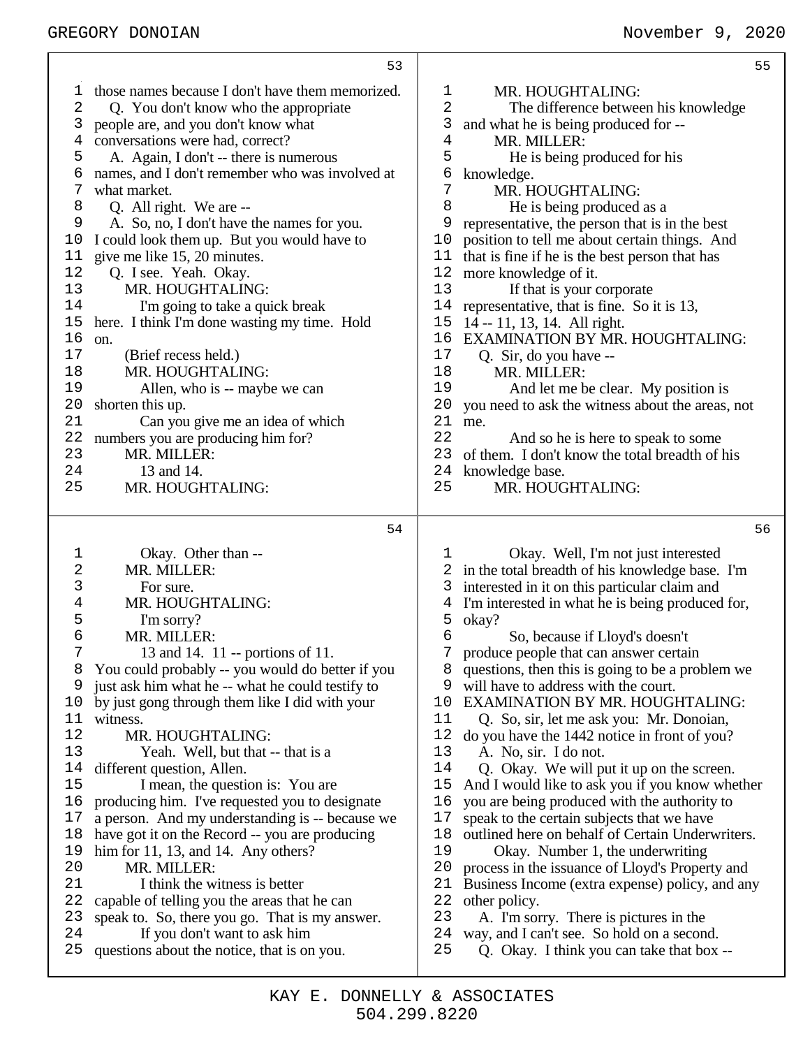those names because I don't have them memorized.

Q. You don't know who the appropriate people are, and you don't know what conversations were had, correct?

A. Again, I don't -- there is numerous names, and I don't remember who was involved at what market.

Q. All right. We are --

A. So, no, I don't have the names for you. I could look them up. But you would have to give me like 15, 20 minutes.

Q. I see. Yeah. Okay.

MR. HOUGHTALING:

I'm going to take a quick break here. I think I'm done wasting my time. Hold on.

(Brief recess held.)

MR. HOUGHTALING:

Allen, who is -- maybe we can shorten this up.

Can you give me an idea of which numbers you are producing him for?

MR. MILLER:

13 and 14.

MR. HOUGHTALING:

Okay. Other than --

MR. MILLER:

For sure.

MR. HOUGHTALING:

I'm sorry?

MR. MILLER:

13 and 14. 11 -- portions of 11. You could probably -- you would do better if you just ask him what he -- what he could testify to by just gong through them like I did with your witness.

MR. HOUGHTALING:

Yeah. Well, but that -- that is a different question, Allen.

I mean, the question is: You are producing him. I've requested you to designate a person. And my understanding is -- because we have got it on the Record -- you are producing him for 11, 13, and 14. Any others?

MR. MILLER:

I think the witness is better capable of telling you the areas that he can speak to. So, there you go. That is my answer.

If you don't want to ask him questions about the notice, that is on you.

MR. HOUGHTALING:

The difference between his knowledge and what he is being produced for --

MR. MILLER:

He is being produced for his knowledge.

MR. HOUGHTALING:

He is being produced as a representative, the person that is in the best position to tell me about certain things. And that is fine if he is the best person that has more knowledge of it.

If that is your corporate representative, that is fine. So it is 13, 14 -- 11, 13, 14. All right.

EXAMINATION BY MR. HOUGHTALING:

Q. Sir, do you have --

MR. MILLER:

And let me be clear. My position is you need to ask the witness about the areas, not me.

And so he is here to speak to some of them. I don't know the total breadth of his knowledge base.

MR. HOUGHTALING:

Okay. Well, I'm not just interested in the total breadth of his knowledge base. I'm interested in it on this particular claim and I'm interested in what he is being produced for, okay?

So, because if Lloyd's doesn't produce people that can answer certain questions, then this is going to be a problem we will have to address with the court.

EXAMINATION BY MR. HOUGHTALING:

Q. So, sir, let me ask you: Mr. Donoian, do you have the 1442 notice in front of you?

A. No, sir. I do not.

Q. Okay. We will put it up on the screen. And I would like to ask you if you know whether you are being produced with the authority to speak to the certain subjects that we have outlined here on behalf of Certain Underwriters.

Okay. Number 1, the underwriting process in the issuance of Lloyd's Property and Business Income (extra expense) policy, and any other policy.

A. I'm sorry. There is pictures in the way, and I can't see. So hold on a second.

Q. Okay. I think you can take that box --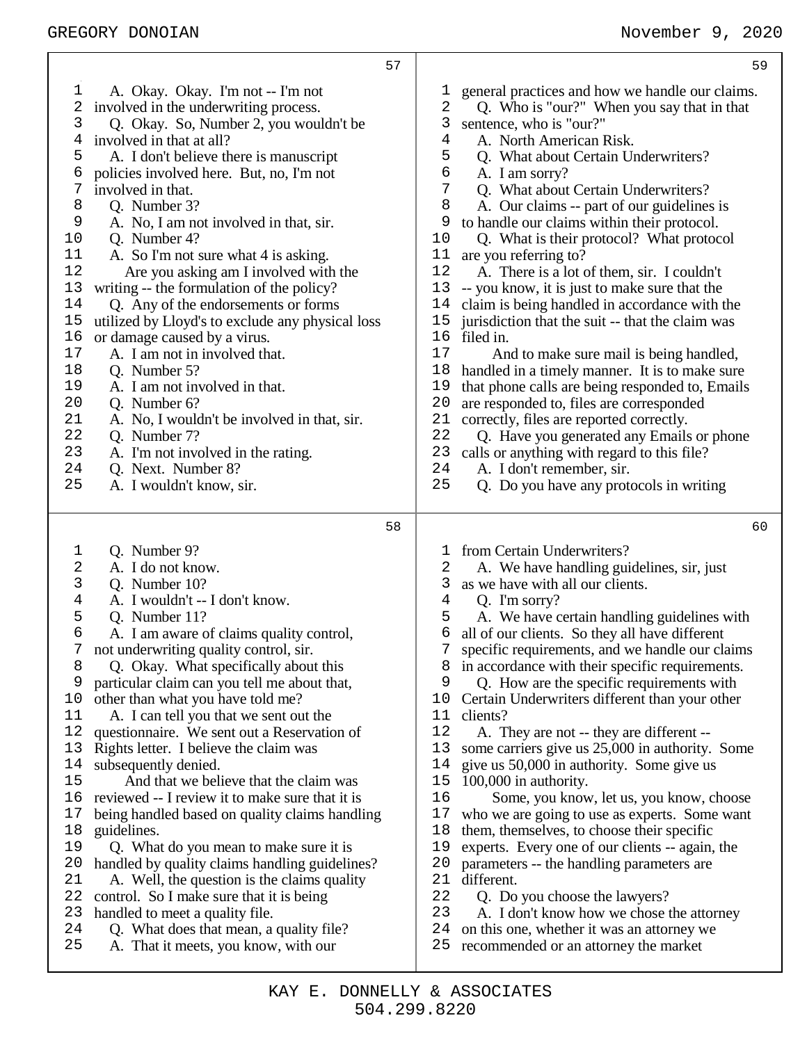A. Okay. Okay. I'm not -- I'm not involved in the underwriting process.

Q. Okay. So, Number 2, you wouldn't be involved in that at all?

A. I don't believe there is manuscript policies involved here. But, no, I'm not involved in that.

Q. Number 3?

A. No, I am not involved in that, sir.

Q. Number 4?

A. So I'm not sure what 4 is asking.

Are you asking am I involved with the writing -- the formulation of the policy?

Q. Any of the endorsements or forms utilized by Lloyd's to exclude any physical loss or damage caused by a virus.

A. I am not in involved that.

Q. Number 5?

A. I am not involved in that.

Q. Number 6?

A. No, I wouldn't be involved in that, sir.

Q. Number 7?

A. I'm not involved in the rating.

Q. Next. Number 8?

A. I wouldn't know, sir.

Q. Number 9?

A. I do not know.

Q. Number 10?

A. I wouldn't -- I don't know.

Q. Number 11?

A. I am aware of claims quality control, not underwriting quality control, sir.

Q. Okay. What specifically about this particular claim can you tell me about that, other than what you have told me?

A. I can tell you that we sent out the questionnaire. We sent out a Reservation of Rights letter. I believe the claim was subsequently denied.

And that we believe that the claim was reviewed -- I review it to make sure that it is being handled based on quality claims handling guidelines.

Q. What do you mean to make sure it is handled by quality claims handling guidelines?

A. Well, the question is the claims quality control. So I make sure that it is being handled to meet a quality file.

Q. What does that mean, a quality file?

A. That it meets, you know, with our general practices and how we handle our claims.

Q. Who is "our?" When you say that in that sentence, who is "our?"

A. North American Risk.

Q. What about Certain Underwriters?

A. I am sorry?

Q. What about Certain Underwriters?

A. Our claims -- part of our guidelines is to handle our claims within their protocol.

Q. What is their protocol? What protocol are you referring to?

A. There is a lot of them, sir. I couldn't -- you know, it is just to make sure that the claim is being handled in accordance with the jurisdiction that the suit -- that the claim was filed in.

And to make sure mail is being handled, handled in a timely manner. It is to make sure that phone calls are being responded to, Emails are responded to, files are corresponded correctly, files are reported correctly.

Q. Have you generated any Emails or phone calls or anything with regard to this file?

A. I don't remember, sir.

Q. Do you have any protocols in writing from Certain Underwriters?

A. We have handling guidelines, sir, just as we have with all our clients.

Q. I'm sorry?

A. We have certain handling guidelines with all of our clients. So they all have different specific requirements, and we handle our claims in accordance with their specific requirements.

Q. How are the specific requirements with Certain Underwriters different than your other clients?

A. They are not -- they are different -- some carriers give us 25,000 in authority. Some give us 50,000 in authority. Some give us 100,000 in authority.

Some, you know, let us, you know, choose who we are going to use as experts. Some want them, themselves, to choose their specific experts. Every one of our clients -- again, the parameters -- the handling parameters are different.

Q. Do you choose the lawyers?

A. I don't know how we chose the attorney on this one, whether it was an attorney we recommended or an attorney the market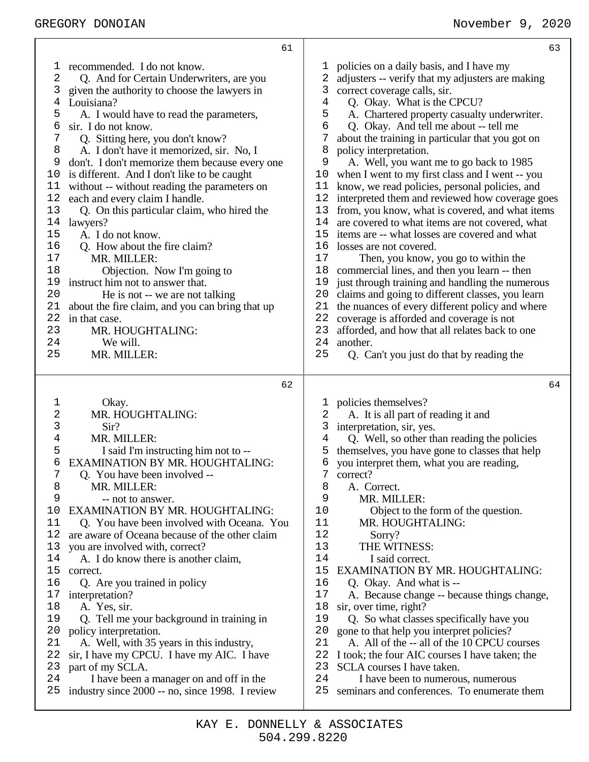**61**

1 recommended. I do not know.
2 Q. And for Certain Underwriters, are you
3 given the authority to choose the lawyers in
4 Louisiana?
5 A. I would have to read the parameters,
6 sir. I do not know.
7 Q. Sitting here, you don't know?
8 A. I don't have it memorized, sir. No, I
9 don't. I don't memorize them because every one
10 is different. And I don't like to be caught
11 without -- without reading the parameters on
12 each and every claim I handle.
13 Q. On this particular claim, who hired the
14 lawyers?
15 A. I do not know.
16 Q. How about the fire claim?
17 MR. MILLER:
18 Objection. Now I'm going to
19 instruct him not to answer that.
20 He is not -- we are not talking
21 about the fire claim, and you can bring that up
22 in that case.
23 MR. HOUGHTALING:
24 We will.
25 MR. MILLER:

**62**

1 Okay.
2 MR. HOUGHTALING:
3 Sir?
4 MR. MILLER:
5 I said I'm instructing him not to --
6 EXAMINATION BY MR. HOUGHTALING:
7 Q. You have been involved --
8 MR. MILLER:
9 -- not to answer.
10 EXAMINATION BY MR. HOUGHTALING:
11 Q. You have been involved with Oceana. You
12 are aware of Oceana because of the other claim
13 you are involved with, correct?
14 A. I do know there is another claim,
15 correct.
16 Q. Are you trained in policy
17 interpretation?
18 A. Yes, sir.
19 Q. Tell me your background in training in
20 policy interpretation.
21 A. Well, with 35 years in this industry,
22 sir, I have my CPCU. I have my AIC. I have
23 part of my SCLA.
24 I have been a manager on and off in the
25 industry since 2000 -- no, since 1998. I review

**63**

1 policies on a daily basis, and I have my
2 adjusters -- verify that my adjusters are making
3 correct coverage calls, sir.
4 Q. Okay. What is the CPCU?
5 A. Chartered property casualty underwriter.
6 Q. Okay. And tell me about -- tell me
7 about the training in particular that you got on
8 policy interpretation.
9 A. Well, you want me to go back to 1985
10 when I went to my first class and I went -- you
11 know, we read policies, personal policies, and
12 interpreted them and reviewed how coverage goes
13 from, you know, what is covered, and what items
14 are covered to what items are not covered, what
15 items are -- what losses are covered and what
16 losses are not covered.
17 Then, you know, you go to within the
18 commercial lines, and then you learn -- then
19 just through training and handling the numerous
20 claims and going to different classes, you learn
21 the nuances of every different policy and where
22 coverage is afforded and coverage is not
23 afforded, and how that all relates back to one
24 another.
25 Q. Can't you just do that by reading the

**64**

1 policies themselves?
2 A. It is all part of reading it and
3 interpretation, sir, yes.
4 Q. Well, so other than reading the policies
5 themselves, you have gone to classes that help
6 you interpret them, what you are reading,
7 correct?
8 A. Correct.
9 MR. MILLER:
10 Object to the form of the question.
11 MR. HOUGHTALING:
12 Sorry?
13 THE WITNESS:
14 I said correct.
15 EXAMINATION BY MR. HOUGHTALING:
16 Q. Okay. And what is --
17 A. Because change -- because things change,
18 sir, over time, right?
19 Q. So what classes specifically have you
20 gone to that help you interpret policies?
21 A. All of the -- all of the 10 CPCU courses
22 I took; the four AIC courses I have taken; the
23 SCLA courses I have taken.
24 I have been to numerous, numerous
25 seminars and conferences. To enumerate them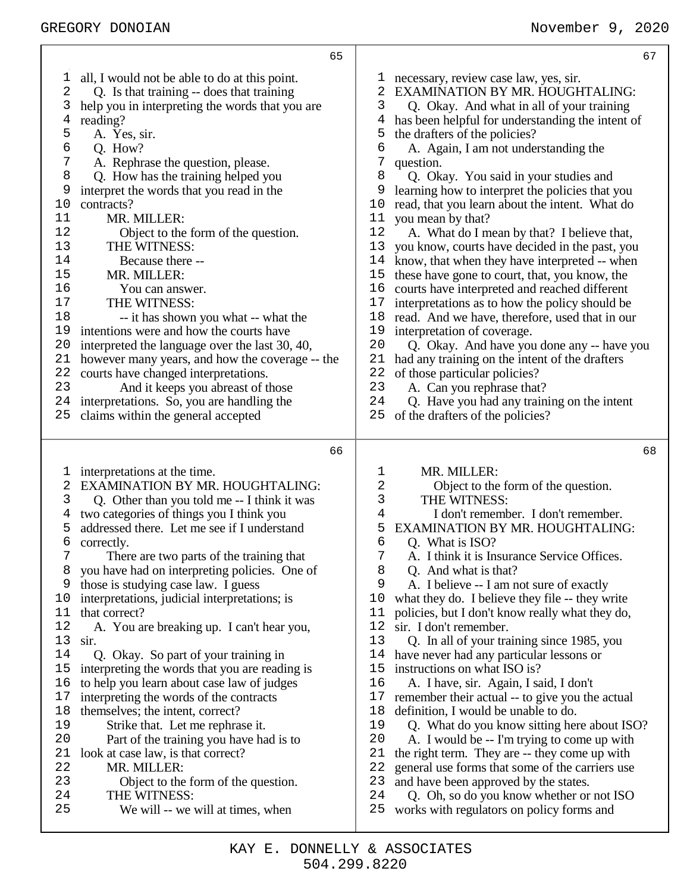65

1 all, I would not be able to do at this point.
2 Q. Is that training -- does that training
3 help you in interpreting the words that you are
4 reading?
5 A. Yes, sir.
6 Q. How?
7 A. Rephrase the question, please.
8 Q. How has the training helped you
9 interpret the words that you read in the
10 contracts?
11 MR. MILLER:
12 Object to the form of the question.
13 THE WITNESS:
14 Because there --
15 MR. MILLER:
16 You can answer.
17 THE WITNESS:
18 -- it has shown you what -- what the
19 intentions were and how the courts have
20 interpreted the language over the last 30, 40,
21 however many years, and how the coverage -- the
22 courts have changed interpretations.
23 And it keeps you abreast of those
24 interpretations. So, you are handling the
25 claims within the general accepted

66

1 interpretations at the time.
2 EXAMINATION BY MR. HOUGHTALING:
3 Q. Other than you told me -- I think it was
4 two categories of things you I think you
5 addressed there. Let me see if I understand
6 correctly.
7 There are two parts of the training that
8 you have had on interpreting policies. One of
9 those is studying case law. I guess
10 interpretations, judicial interpretations; is
11 that correct?
12 A. You are breaking up. I can't hear you,
13 sir.
14 Q. Okay. So part of your training in
15 interpreting the words that you are reading is
16 to help you learn about case law of judges
17 interpreting the words of the contracts
18 themselves; the intent, correct?
19 Strike that. Let me rephrase it.
20 Part of the training you have had is to
21 look at case law, is that correct?
22 MR. MILLER:
23 Object to the form of the question.
24 THE WITNESS:
25 We will -- we will at times, when

67

1 necessary, review case law, yes, sir.
2 EXAMINATION BY MR. HOUGHTALING:
3 Q. Okay. And what in all of your training
4 has been helpful for understanding the intent of
5 the drafters of the policies?
6 A. Again, I am not understanding the
7 question.
8 Q. Okay. You said in your studies and
9 learning how to interpret the policies that you
10 read, that you learn about the intent. What do
11 you mean by that?
12 A. What do I mean by that? I believe that,
13 you know, courts have decided in the past, you
14 know, that when they have interpreted -- when
15 these have gone to court, that, you know, the
16 courts have interpreted and reached different
17 interpretations as to how the policy should be
18 read. And we have, therefore, used that in our
19 interpretation of coverage.
20 Q. Okay. And have you done any -- have you
21 had any training on the intent of the drafters
22 of those particular policies?
23 A. Can you rephrase that?
24 Q. Have you had any training on the intent
25 of the drafters of the policies?

68

1 MR. MILLER:
2 Object to the form of the question.
3 THE WITNESS:
4 I don't remember. I don't remember.
5 EXAMINATION BY MR. HOUGHTALING:
6 Q. What is ISO?
7 A. I think it is Insurance Service Offices.
8 Q. And what is that?
9 A. I believe -- I am not sure of exactly
10 what they do. I believe they file -- they write
11 policies, but I don't know really what they do,
12 sir. I don't remember.
13 Q. In all of your training since 1985, you
14 have never had any particular lessons or
15 instructions on what ISO is?
16 A. I have, sir. Again, I said, I don't
17 remember their actual -- to give you the actual
18 definition, I would be unable to do.
19 Q. What do you know sitting here about ISO?
20 A. I would be -- I'm trying to come up with
21 the right term. They are -- they come up with
22 general use forms that some of the carriers use
23 and have been approved by the states.
24 Q. Oh, so do you know whether or not ISO
25 works with regulators on policy forms and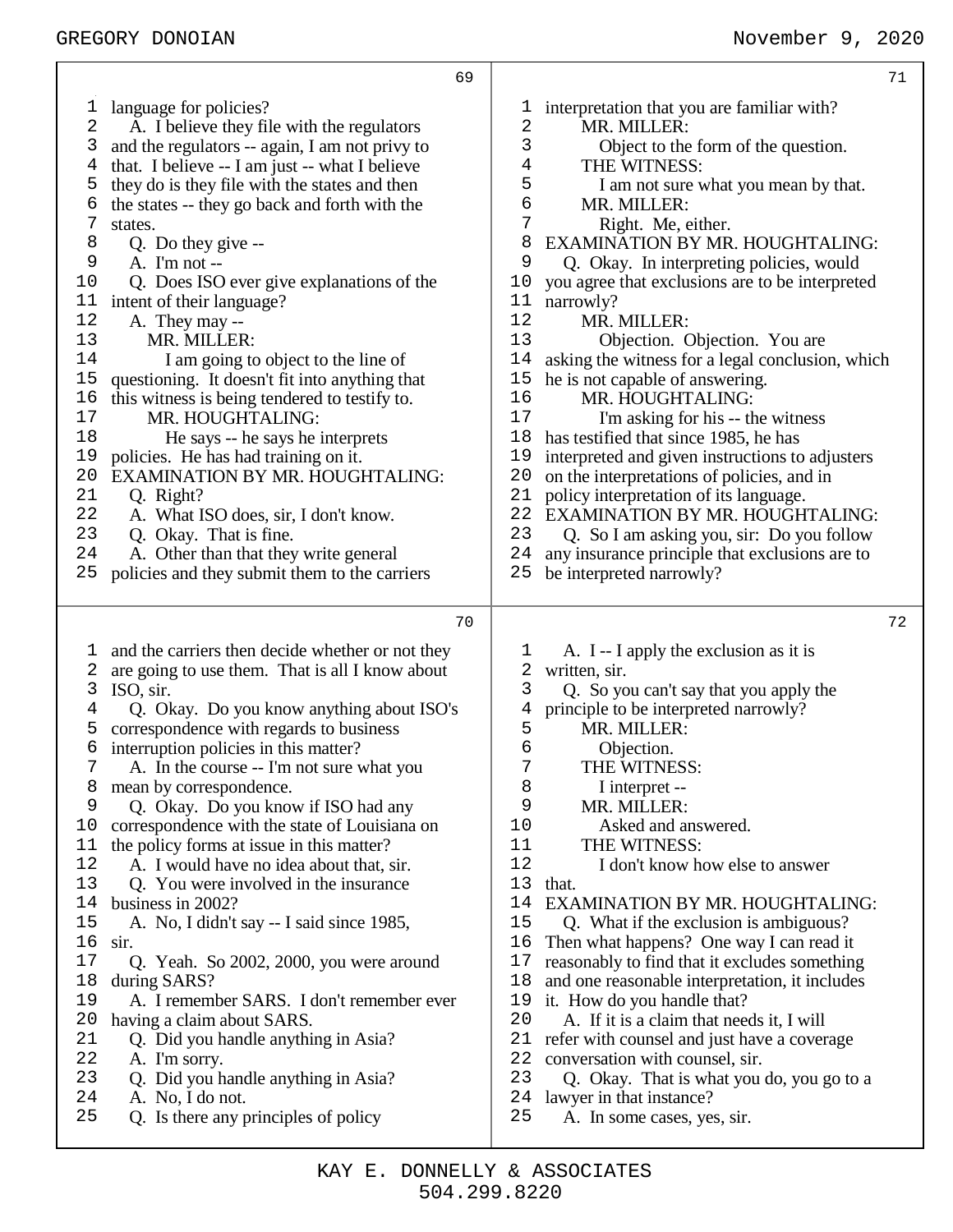language for policies?

A. I believe they file with the regulators and the regulators -- again, I am not privy to that. I believe -- I am just -- what I believe they do is they file with the states and then the states -- they go back and forth with the states.

Q. Do they give --

A. I'm not --

Q. Does ISO ever give explanations of the intent of their language?

A. They may --

MR. MILLER:

I am going to object to the line of questioning. It doesn't fit into anything that this witness is being tendered to testify to.

MR. HOUGHTALING:

He says -- he says he interprets policies. He has had training on it.

EXAMINATION BY MR. HOUGHTALING:

Q. Right?

A. What ISO does, sir, I don't know.

Q. Okay. That is fine.

A. Other than that they write general policies and they submit them to the carriers and the carriers then decide whether or not they are going to use them. That is all I know about ISO, sir.

Q. Okay. Do you know anything about ISO's correspondence with regards to business interruption policies in this matter?

A. In the course -- I'm not sure what you mean by correspondence.

Q. Okay. Do you know if ISO had any correspondence with the state of Louisiana on the policy forms at issue in this matter?

A. I would have no idea about that, sir.

Q. You were involved in the insurance business in 2002?

A. No, I didn't say -- I said since 1985, sir.

Q. Yeah. So 2002, 2000, you were around during SARS?

A. I remember SARS. I don't remember ever having a claim about SARS.

Q. Did you handle anything in Asia?

A. I'm sorry.

Q. Did you handle anything in Asia?

A. No, I do not.

Q. Is there any principles of policy interpretation that you are familiar with?

MR. MILLER:

Object to the form of the question.

THE WITNESS:

I am not sure what you mean by that.

MR. MILLER:

Right. Me, either.

EXAMINATION BY MR. HOUGHTALING:

Q. Okay. In interpreting policies, would you agree that exclusions are to be interpreted narrowly?

MR. MILLER:

Objection. Objection. You are asking the witness for a legal conclusion, which he is not capable of answering.

MR. HOUGHTALING:

I'm asking for his -- the witness has testified that since 1985, he has interpreted and given instructions to adjusters on the interpretations of policies, and in policy interpretation of its language.

EXAMINATION BY MR. HOUGHTALING:

Q. So I am asking you, sir: Do you follow any insurance principle that exclusions are to be interpreted narrowly?

A. I -- I apply the exclusion as it is written, sir.

Q. So you can't say that you apply the principle to be interpreted narrowly?

MR. MILLER:

Objection.

THE WITNESS:

I interpret --

MR. MILLER:

Asked and answered.

THE WITNESS:

I don't know how else to answer that.

EXAMINATION BY MR. HOUGHTALING:

Q. What if the exclusion is ambiguous? Then what happens? One way I can read it reasonably to find that it excludes something and one reasonable interpretation, it includes it. How do you handle that?

A. If it is a claim that needs it, I will refer with counsel and just have a coverage conversation with counsel, sir.

Q. Okay. That is what you do, you go to a lawyer in that instance?

A. In some cases, yes, sir.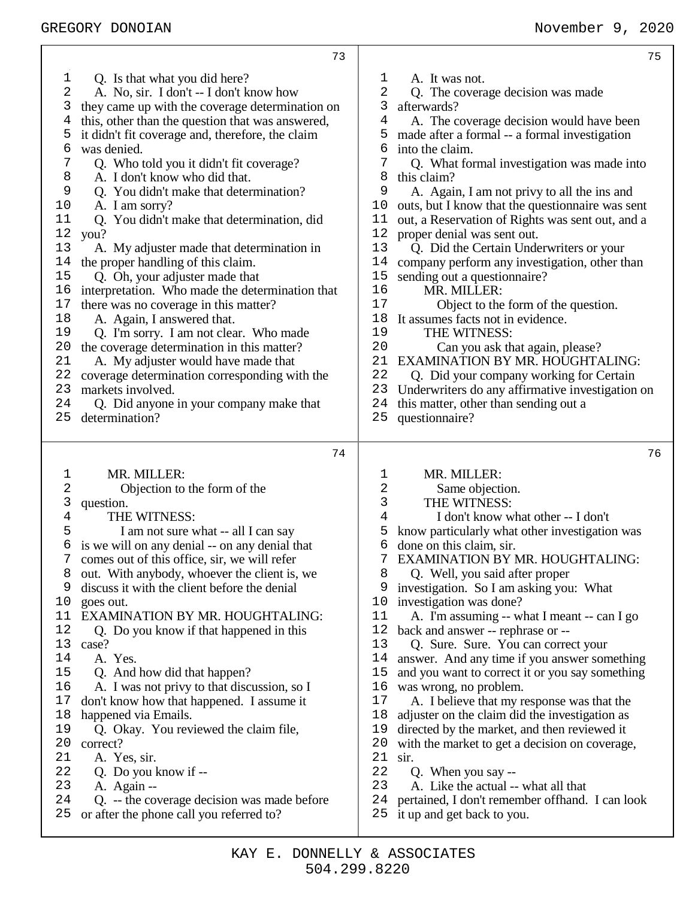73

Q. Is that what you did here?

A. No, sir. I don't -- I don't know how they came up with the coverage determination on this, other than the question that was answered, it didn't fit coverage and, therefore, the claim was denied.

Q. Who told you it didn't fit coverage?

A. I don't know who did that.

Q. You didn't make that determination?

A. I am sorry?

Q. You didn't make that determination, did you?

A. My adjuster made that determination in the proper handling of this claim.

Q. Oh, your adjuster made that interpretation. Who made the determination that there was no coverage in this matter?

A. Again, I answered that.

Q. I'm sorry. I am not clear. Who made the coverage determination in this matter?

A. My adjuster would have made that coverage determination corresponding with the markets involved.

Q. Did anyone in your company make that determination?

74

MR. MILLER:

Objection to the form of the question.

THE WITNESS:

I am not sure what -- all I can say is we will on any denial -- on any denial that comes out of this office, sir, we will refer out. With anybody, whoever the client is, we discuss it with the client before the denial goes out.

EXAMINATION BY MR. HOUGHTALING:

Q. Do you know if that happened in this case?

A. Yes.

Q. And how did that happen?

A. I was not privy to that discussion, so I don't know how that happened. I assume it happened via Emails.

Q. Okay. You reviewed the claim file, correct?

A. Yes, sir.

Q. Do you know if --

A. Again --

Q. -- the coverage decision was made before or after the phone call you referred to?

75

A. It was not.

Q. The coverage decision was made afterwards?

A. The coverage decision would have been made after a formal -- a formal investigation into the claim.

Q. What formal investigation was made into this claim?

A. Again, I am not privy to all the ins and outs, but I know that the questionnaire was sent out, a Reservation of Rights was sent out, and a proper denial was sent out.

Q. Did the Certain Underwriters or your company perform any investigation, other than sending out a questionnaire?

MR. MILLER:

Object to the form of the question. It assumes facts not in evidence.

THE WITNESS:

Can you ask that again, please?

EXAMINATION BY MR. HOUGHTALING:

Q. Did your company working for Certain Underwriters do any affirmative investigation on this matter, other than sending out a questionnaire?

76

MR. MILLER:

Same objection.

THE WITNESS:

I don't know what other -- I don't know particularly what other investigation was done on this claim, sir.

EXAMINATION BY MR. HOUGHTALING:

Q. Well, you said after proper investigation. So I am asking you: What investigation was done?

A. I'm assuming -- what I meant -- can I go back and answer -- rephrase or --

Q. Sure. Sure. You can correct your answer. And any time if you answer something and you want to correct it or you say something was wrong, no problem.

A. I believe that my response was that the adjuster on the claim did the investigation as directed by the market, and then reviewed it with the market to get a decision on coverage, sir.

Q. When you say --

A. Like the actual -- what all that pertained, I don't remember offhand. I can look it up and get back to you.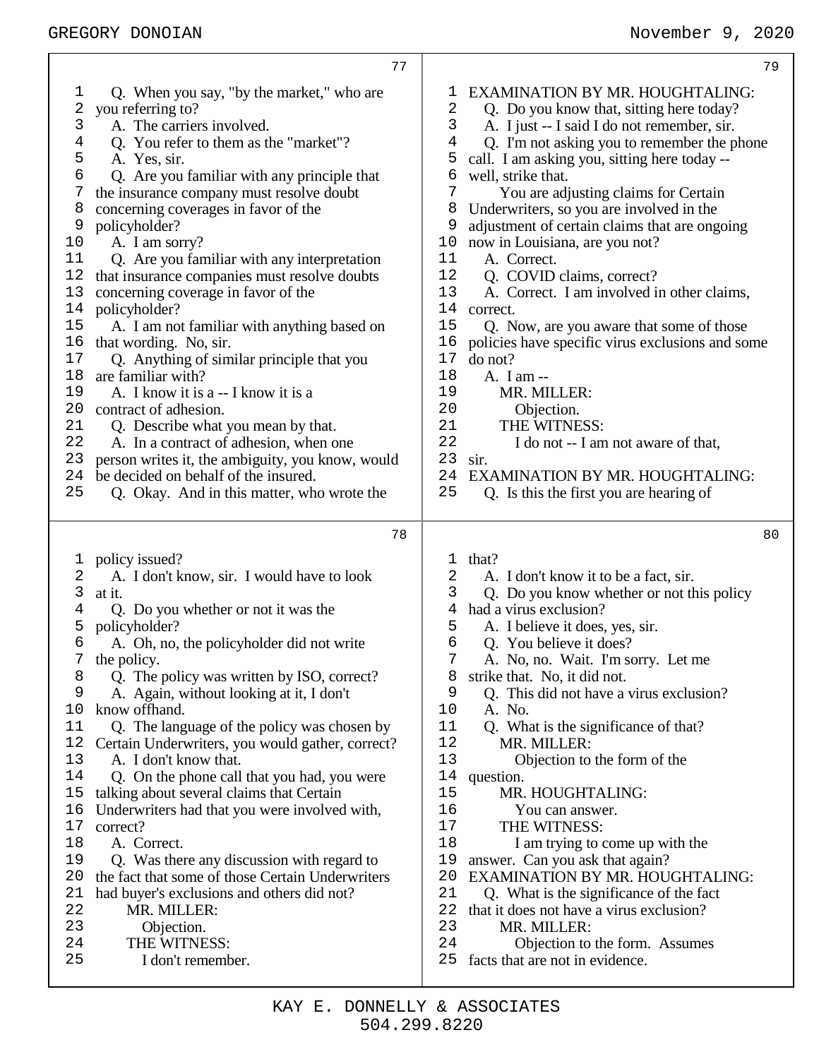Q. When you say, "by the market," who are you referring to?

A. The carriers involved.

Q. You refer to them as the "market"?

A. Yes, sir.

Q. Are you familiar with any principle that the insurance company must resolve doubt concerning coverages in favor of the policyholder?

A. I am sorry?

Q. Are you familiar with any interpretation that insurance companies must resolve doubts concerning coverage in favor of the policyholder?

A. I am not familiar with anything based on that wording. No, sir.

Q. Anything of similar principle that you are familiar with?

A. I know it is a -- I know it is a contract of adhesion.

Q. Describe what you mean by that.

A. In a contract of adhesion, when one person writes it, the ambiguity, you know, would be decided on behalf of the insured.

Q. Okay. And in this matter, who wrote the policy issued?

A. I don't know, sir. I would have to look at it.

Q. Do you whether or not it was the policyholder?

A. Oh, no, the policyholder did not write the policy.

Q. The policy was written by ISO, correct?

A. Again, without looking at it, I don't know offhand.

Q. The language of the policy was chosen by Certain Underwriters, you would gather, correct?

A. I don't know that.

Q. On the phone call that you had, you were talking about several claims that Certain Underwriters had that you were involved with, correct?

A. Correct.

Q. Was there any discussion with regard to the fact that some of those Certain Underwriters had buyer's exclusions and others did not?

MR. MILLER:
Objection.

THE WITNESS:
I don't remember.

EXAMINATION BY MR. HOUGHTALING:

Q. Do you know that, sitting here today?

A. I just -- I said I do not remember, sir.

Q. I'm not asking you to remember the phone call. I am asking you, sitting here today -- well, strike that.

You are adjusting claims for Certain Underwriters, so you are involved in the adjustment of certain claims that are ongoing now in Louisiana, are you not?

A. Correct.

Q. COVID claims, correct?

A. Correct. I am involved in other claims, correct.

Q. Now, are you aware that some of those policies have specific virus exclusions and some do not?

A. I am --

MR. MILLER:
Objection.

THE WITNESS:
I do not -- I am not aware of that, sir.

EXAMINATION BY MR. HOUGHTALING:

Q. Is this the first you are hearing of that?

A. I don't know it to be a fact, sir.

Q. Do you know whether or not this policy had a virus exclusion?

A. I believe it does, yes, sir.

Q. You believe it does?

A. No, no. Wait. I'm sorry. Let me strike that. No, it did not.

Q. This did not have a virus exclusion?

A. No.

Q. What is the significance of that?

MR. MILLER:
Objection to the form of the question.

MR. HOUGHTALING:
You can answer.

THE WITNESS:
I am trying to come up with the answer. Can you ask that again?

EXAMINATION BY MR. HOUGHTALING:

Q. What is the significance of the fact that it does not have a virus exclusion?

MR. MILLER:
Objection to the form. Assumes facts that are not in evidence.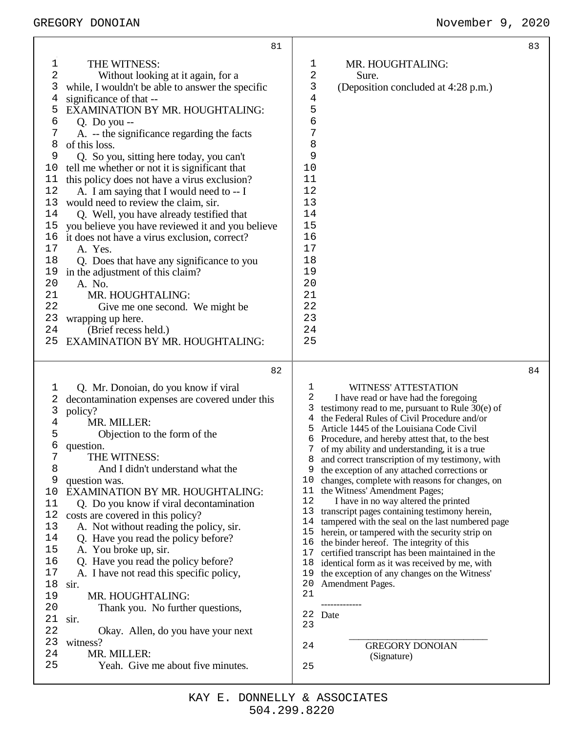THE WITNESS:

Without looking at it again, for a while, I wouldn't be able to answer the specific significance of that --

EXAMINATION BY MR. HOUGHTALING:

Q. Do you --

A. -- the significance regarding the facts of this loss.

Q. So you, sitting here today, you can't tell me whether or not it is significant that this policy does not have a virus exclusion?

A. I am saying that I would need to -- I would need to review the claim, sir.

Q. Well, you have already testified that you believe you have reviewed it and you believe it does not have a virus exclusion, correct?

A. Yes.

Q. Does that have any significance to you in the adjustment of this claim?

A. No.

MR. HOUGHTALING:

Give me one second. We might be wrapping up here.

(Brief recess held.)

EXAMINATION BY MR. HOUGHTALING:

Q. Mr. Donoian, do you know if viral decontamination expenses are covered under this policy?

MR. MILLER:

Objection to the form of the question.

THE WITNESS:

And I didn't understand what the question was.

EXAMINATION BY MR. HOUGHTALING:

Q. Do you know if viral decontamination costs are covered in this policy?

A. Not without reading the policy, sir.

Q. Have you read the policy before?

A. You broke up, sir.

Q. Have you read the policy before?

A. I have not read this specific policy, sir.

MR. HOUGHTALING:

Thank you. No further questions, sir.

Okay. Allen, do you have your next witness?

MR. MILLER:

Yeah. Give me about five minutes.

MR. HOUGHTALING:

Sure.

(Deposition concluded at 4:28 p.m.)

WITNESS' ATTESTATION

I have read or have had the foregoing testimony read to me, pursuant to Rule 30(e) of the Federal Rules of Civil Procedure and/or Article 1445 of the Louisiana Code Civil Procedure, and hereby attest that, to the best of my ability and understanding, it is a true and correct transcription of my testimony, with the exception of any attached corrections or changes, complete with reasons for changes, on the Witness' Amendment Pages;

I have in no way altered the printed transcript pages containing testimony herein, tampered with the seal on the last numbered page herein, or tampered with the security strip on the binder hereof. The integrity of this certified transcript has been maintained in the identical form as it was received by me, with the exception of any changes on the Witness' Amendment Pages.

-------------
Date

______________________________
GREGORY DONOIAN
(Signature)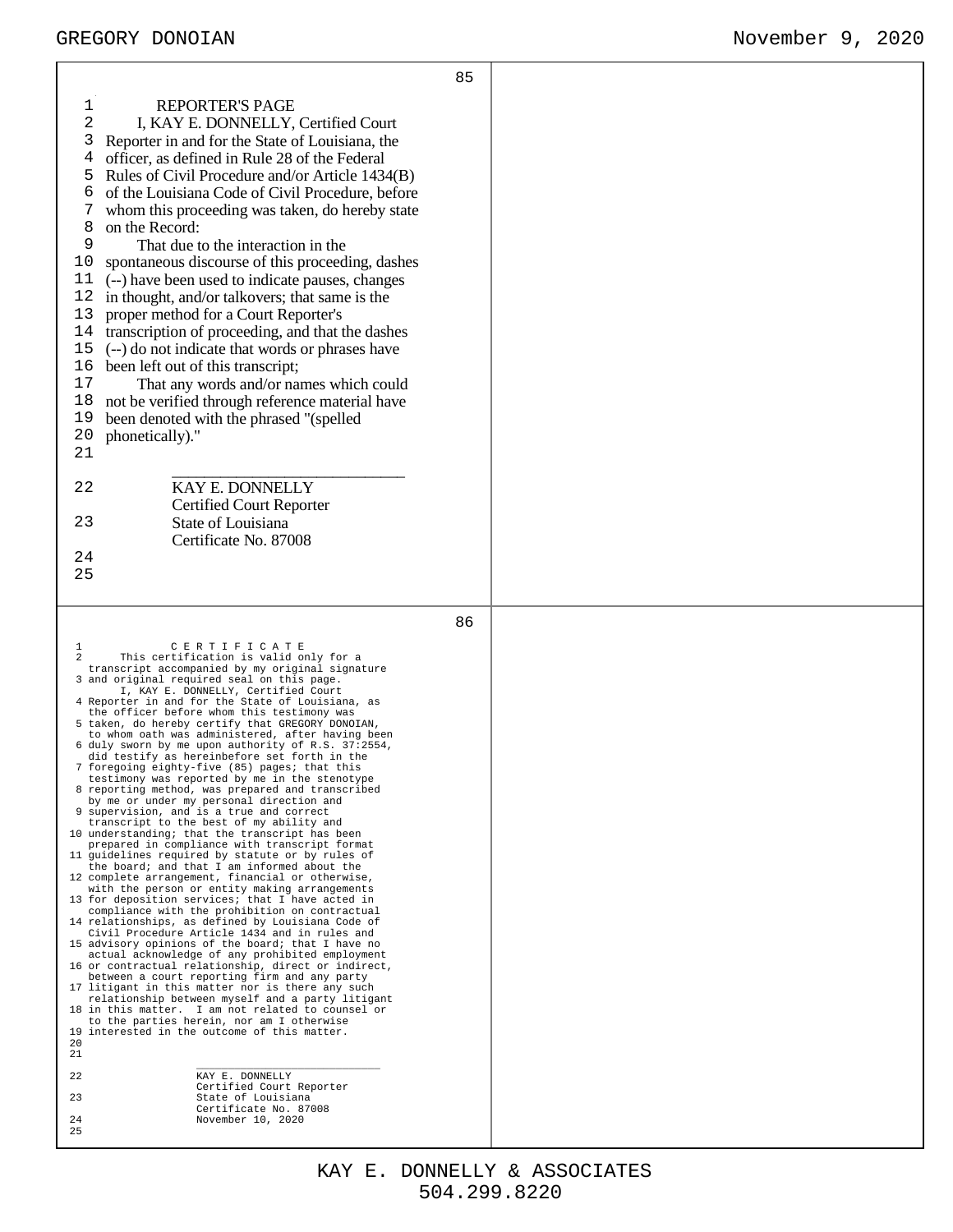## REPORTER'S PAGE

I, KAY E. DONNELLY, Certified Court Reporter in and for the State of Louisiana, the officer, as defined in Rule 28 of the Federal Rules of Civil Procedure and/or Article 1434(B) of the Louisiana Code of Civil Procedure, before whom this proceeding was taken, do hereby state on the Record:

That due to the interaction in the spontaneous discourse of this proceeding, dashes (--) have been used to indicate pauses, changes in thought, and/or talkovers; that same is the proper method for a Court Reporter's transcription of proceeding, and that the dashes (--) do not indicate that words or phrases have been left out of this transcript;

That any words and/or names which could not be verified through reference material have been denoted with the phrased "(spelled phonetically)."

\_\_\_\_\_\_\_\_\_\_\_\_\_\_\_\_\_\_\_\_\_\_\_\_\_\_\_\_

KAY E. DONNELLY
Certified Court Reporter
State of Louisiana
Certificate No. 87008

## C E R T I F I C A T E

This certification is valid only for a transcript accompanied by my original signature and original required seal on this page.

I, KAY E. DONNELLY, Certified Court Reporter in and for the State of Louisiana, as the officer before whom this testimony was taken, do hereby certify that GREGORY DONOIAN, to whom oath was administered, after having been duly sworn by me upon authority of R.S. 37:2554, did testify as hereinbefore set forth in the foregoing eighty-five (85) pages; that this testimony was reported by me in the stenotype reporting method, was prepared and transcribed by me or under my personal direction and supervision, and is a true and correct transcript to the best of my ability and understanding; that the transcript has been prepared in compliance with transcript format guidelines required by statute or by rules of the board; and that I am informed about the complete arrangement, financial or otherwise, with the person or entity making arrangements for deposition services; that I have acted in compliance with the prohibition on contractual relationships, as defined by Louisiana Code of Civil Procedure Article 1434 and in rules and advisory opinions of the board; that I have no actual acknowledge of any prohibited employment or contractual relationship, direct or indirect, between a court reporting firm and any party litigant in this matter nor is there any such relationship between myself and a party litigant in this matter. I am not related to counsel or to the parties herein, nor am I otherwise interested in the outcome of this matter.

\_\_\_\_\_\_\_\_\_\_\_\_\_\_\_\_\_\_\_\_\_\_\_\_\_\_\_\_

KAY E. DONNELLY
Certified Court Reporter
State of Louisiana
Certificate No. 87008
November 10, 2020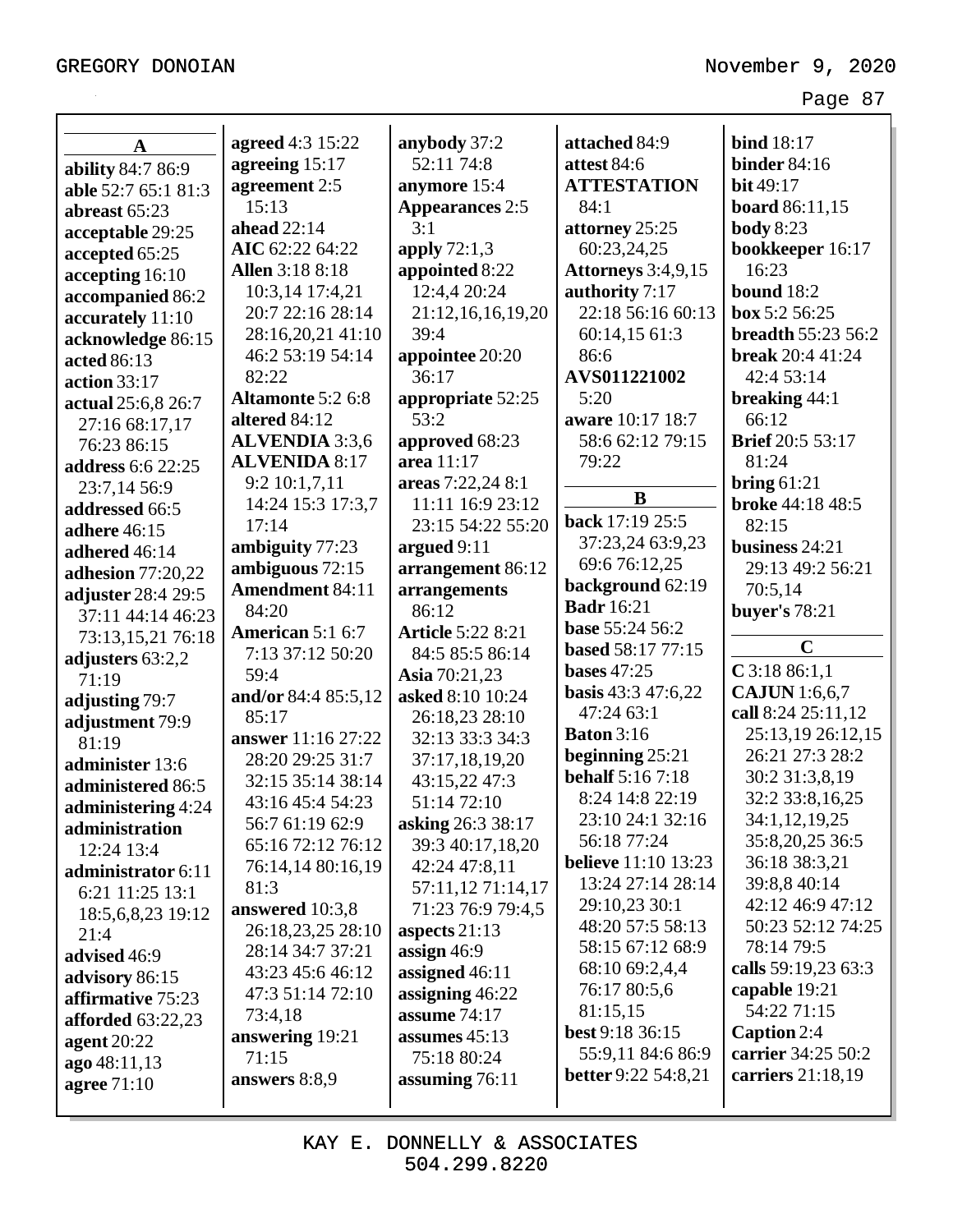**A**

**ability** 84:7 86:9
**able** 52:7 65:1 81:3
**abreast** 65:23
**acceptable** 29:25
**accepted** 65:25
**accepting** 16:10
**accompanied** 86:2
**accurately** 11:10
**acknowledge** 86:15
**acted** 86:13
**action** 33:17
**actual** 25:6,8 26:7 27:16 68:17,17 76:23 86:15
**address** 6:6 22:25 23:7,14 56:9
**addressed** 66:5
**adhere** 46:15
**adhered** 46:14
**adhesion** 77:20,22
**adjuster** 28:4 29:5 37:11 44:14 46:23 73:13,15,21 76:18
**adjusters** 63:2,2 71:19
**adjusting** 79:7
**adjustment** 79:9 81:19
**administer** 13:6
**administered** 86:5
**administering** 4:24
**administration** 12:24 13:4
**administrator** 6:11 6:21 11:25 13:1 18:5,6,8,23 19:12 21:4
**advised** 46:9
**advisory** 86:15
**affirmative** 75:23
**afforded** 63:22,23
**agent** 20:22
**ago** 48:11,13
**agree** 71:10
**agreed** 4:3 15:22
**agreeing** 15:17
**agreement** 2:5 15:13
**ahead** 22:14
**AIC** 62:22 64:22
**Allen** 3:18 8:18 10:3,14 17:4,21 20:7 22:16 28:14 28:16,20,21 41:10 46:2 53:19 54:14 82:22
**Altamonte** 5:2 6:8
**altered** 84:12
**ALVENDIA** 3:3,6
**ALVENIDA** 8:17 9:2 10:1,7,11 14:24 15:3 17:3,7 17:14
**ambiguity** 77:23
**ambiguous** 72:15
**Amendment** 84:11 84:20
**American** 5:1 6:7 7:13 37:12 50:20 59:4
**and/or** 84:4 85:5,12 85:17
**answer** 11:16 27:22 28:20 29:25 31:7 32:15 35:14 38:14 43:16 45:4 54:23 56:7 61:19 62:9 65:16 72:12 76:12 76:14,14 80:16,19 81:3
**answered** 10:3,8 26:18,23,25 28:10 28:14 34:7 37:21 43:23 45:6 46:12 47:3 51:14 72:10 73:4,18
**answering** 19:21 71:15
**answers** 8:8,9
**anybody** 37:2 52:11 74:8
**anymore** 15:4
**Appearances** 2:5 3:1
**apply** 72:1,3
**appointed** 8:22 12:4,4 20:24 21:12,16,16,19,20 39:4
**appointee** 20:20 36:17
**appropriate** 52:25 53:2
**approved** 68:23
**area** 11:17
**areas** 7:22,24 8:1 11:11 16:9 23:12 23:15 54:22 55:20
**argued** 9:11
**arrangement** 86:12
**arrangements** 86:12
**Article** 5:22 8:21 84:5 85:5 86:14
**Asia** 70:21,23
**asked** 8:10 10:24 26:18,23 28:10 32:13 33:3 34:3 37:17,18,19,20 43:15,22 47:3 51:14 72:10
**asking** 26:3 38:17 39:3 40:17,18,20 42:24 47:8,11 57:11,12 71:14,17 71:23 76:9 79:4,5
**aspects** 21:13
**assign** 46:9
**assigned** 46:11
**assigning** 46:22
**assume** 74:17
**assumes** 45:13 75:18 80:24
**assuming** 76:11
**attached** 84:9
**attest** 84:6
**ATTESTATION** 84:1
**attorney** 25:25 60:23,24,25
**Attorneys** 3:4,9,15
**authority** 7:17 22:18 56:16 60:13 60:14,15 61:3 86:6
**AVS011221002** 5:20
**aware** 10:17 18:7 58:6 62:12 79:15 79:22

**B**

**back** 17:19 25:5 37:23,24 63:9,23 69:6 76:12,25
**background** 62:19
**Badr** 16:21
**base** 55:24 56:2
**based** 58:17 77:15
**bases** 47:25
**basis** 43:3 47:6,22 47:24 63:1
**Baton** 3:16
**beginning** 25:21
**behalf** 5:16 7:18 8:24 14:8 22:19 23:10 24:1 32:16 56:18 77:24
**believe** 11:10 13:23 13:24 27:14 28:14 29:10,23 30:1 48:20 57:5 58:13 58:15 67:12 68:9 68:10 69:2,4,4 76:17 80:5,6 81:15,15
**best** 9:18 36:15 55:9,11 84:6 86:9
**better** 9:22 54:8,21
**bind** 18:17
**binder** 84:16
**bit** 49:17
**board** 86:11,15
**body** 8:23
**bookkeeper** 16:17 16:23
**bound** 18:2
**box** 5:2 56:25
**breadth** 55:23 56:2
**break** 20:4 41:24 42:4 53:14
**breaking** 44:1 66:12
**Brief** 20:5 53:17 81:24
**bring** 61:21
**broke** 44:18 48:5 82:15
**business** 24:21 29:13 49:2 56:21 70:5,14
**buyer's** 78:21

**C**

**C** 3:18 86:1,1
**CAJUN** 1:6,6,7
**call** 8:24 25:11,12 25:13,19 26:12,15 26:21 27:3 28:2 30:2 31:3,8,19 32:2 33:8,16,25 34:1,12,19,25 35:8,20,25 36:5 36:18 38:3,21 39:8,8 40:14 42:12 46:9 47:12 50:23 52:12 74:25 78:14 79:5
**calls** 59:19,23 63:3
**capable** 19:21 54:22 71:15
**Caption** 2:4
**carrier** 34:25 50:2
**carriers** 21:18,19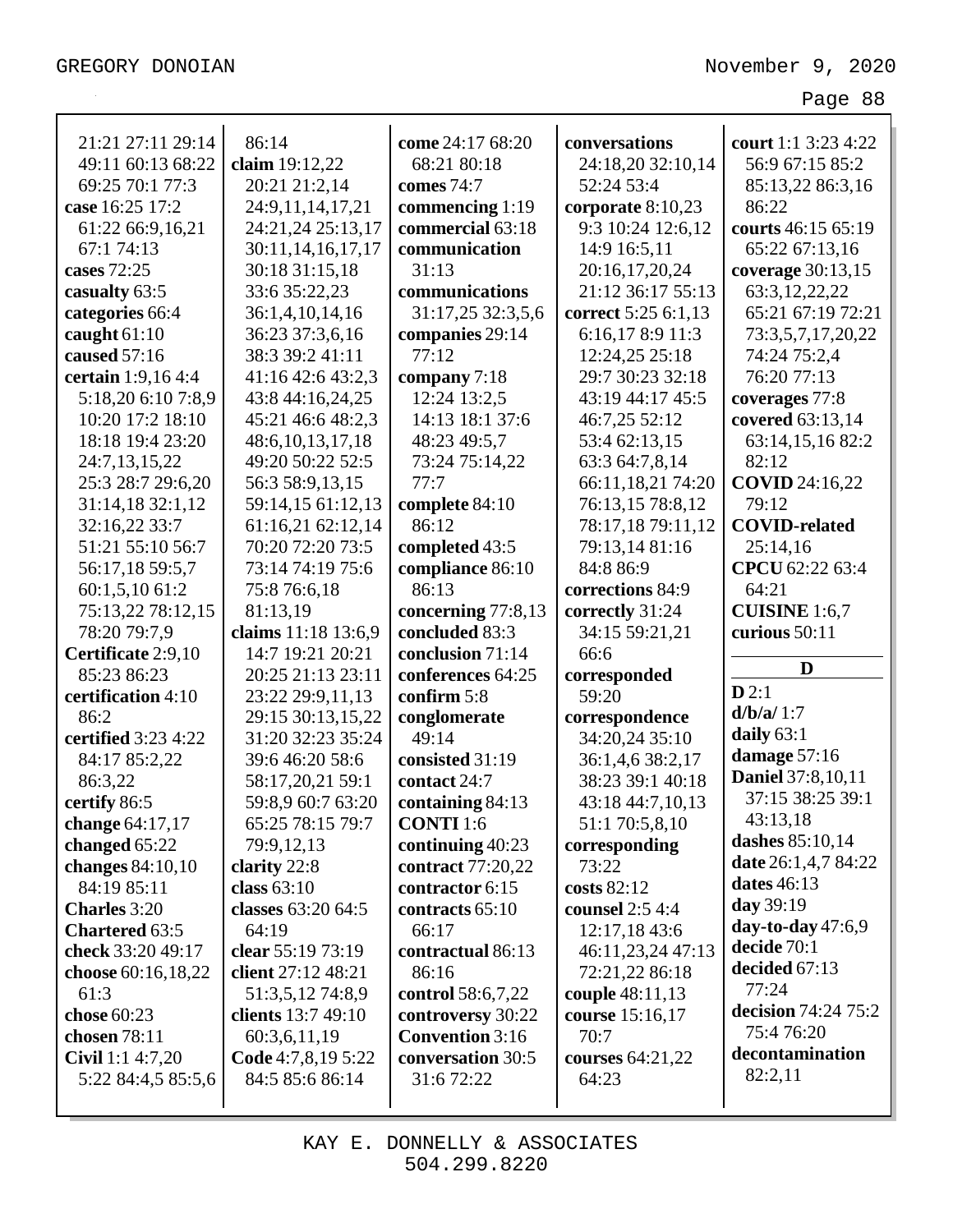21:21 27:11 29:14 49:11 60:13 68:22 69:25 70:1 77:3
**case** 16:25 17:2 61:22 66:9,16,21 67:1 74:13
**cases** 72:25
**casualty** 63:5
**categories** 66:4
**caught** 61:10
**caused** 57:16
**certain** 1:9,16 4:4 5:18,20 6:10 7:8,9 10:20 17:2 18:10 18:18 19:4 23:20 24:7,13,15,22 25:3 28:7 29:6,20 31:14,18 32:1,12 32:16,22 33:7 51:21 55:10 56:7 56:17,18 59:5,7 60:1,5,10 61:2 75:13,22 78:12,15 78:20 79:7,9
**Certificate** 2:9,10 85:23 86:23
**certification** 4:10 86:2
**certified** 3:23 4:22 84:17 85:2,22 86:3,22
**certify** 86:5
**change** 64:17,17
**changed** 65:22
**changes** 84:10,10 84:19 85:11
**Charles** 3:20
**Chartered** 63:5
**check** 33:20 49:17
**choose** 60:16,18,22 61:3
**chose** 60:23
**chosen** 78:11
**Civil** 1:1 4:7,20 5:22 84:4,5 85:5,6
86:14
**claim** 19:12,22 20:21 21:2,14 24:9,11,14,17,21 24:21,24 25:13,17 30:11,14,16,17,17 30:18 31:15,18 33:6 35:22,23 36:1,4,10,14,16 36:23 37:3,6,16 38:3 39:2 41:11 41:16 42:6 43:2,3 43:8 44:16,24,25 45:21 46:6 48:2,3 48:6,10,13,17,18 49:20 50:22 52:5 56:3 58:9,13,15 59:14,15 61:12,13 61:16,21 62:12,14 70:20 72:20 73:5 73:14 74:19 75:6 75:8 76:6,18 81:13,19
**claims** 11:18 13:6,9 14:7 19:21 20:21 20:25 21:13 23:11 23:22 29:9,11,13 29:15 30:13,15,22 31:20 32:23 35:24 39:6 46:20 58:6 58:17,20,21 59:1 59:8,9 60:7 63:20 65:25 78:15 79:7 79:9,12,13
**clarity** 22:8
**class** 63:10
**classes** 63:20 64:5 64:19
**clear** 55:19 73:19
**client** 27:12 48:21 51:3,5,12 74:8,9
**clients** 13:7 49:10 60:3,6,11,19
**Code** 4:7,8,19 5:22 84:5 85:6 86:14
**come** 24:17 68:20 68:21 80:18
**comes** 74:7
**commencing** 1:19
**commercial** 63:18
**communication** 31:13
**communications** 31:17,25 32:3,5,6
**companies** 29:14 77:12
**company** 7:18 12:24 13:2,5 14:13 18:1 37:6 48:23 49:5,7 73:24 75:14,22 77:7
**complete** 84:10 86:12
**completed** 43:5
**compliance** 86:10 86:13
**concerning** 77:8,13
**concluded** 83:3
**conclusion** 71:14
**conferences** 64:25
**confirm** 5:8
**conglomerate** 49:14
**consisted** 31:19
**contact** 24:7
**containing** 84:13
**CONTI** 1:6
**continuing** 40:23
**contract** 77:20,22
**contractor** 6:15
**contracts** 65:10 66:17
**contractual** 86:13 86:16
**control** 58:6,7,22
**controversy** 30:22
**Convention** 3:16
**conversation** 30:5 31:6 72:22
**conversations** 24:18,20 32:10,14 52:24 53:4
**corporate** 8:10,23 9:3 10:24 12:6,12 14:9 16:5,11 20:16,17,20,24 21:12 36:17 55:13
**correct** 5:25 6:1,13 6:16,17 8:9 11:3 12:24,25 25:18 29:7 30:23 32:18 43:19 44:17 45:5 46:7,25 52:12 53:4 62:13,15 63:3 64:7,8,14 66:11,18,21 74:20 76:13,15 78:8,12 78:17,18 79:11,12 79:13,14 81:16 84:8 86:9
**corrections** 84:9
**correctly** 31:24 34:15 59:21,21 66:6
**corresponded** 59:20
**correspondence** 34:20,24 35:10 36:1,4,6 38:2,17 38:23 39:1 40:18 43:18 44:7,10,13 51:1 70:5,8,10
**corresponding** 73:22
**costs** 82:12
**counsel** 2:5 4:4 12:17,18 43:6 46:11,23,24 47:13 72:21,22 86:18
**couple** 48:11,13
**course** 15:16,17 70:7
**courses** 64:21,22 64:23
**court** 1:1 3:23 4:22 56:9 67:15 85:2 85:13,22 86:3,16 86:22
**courts** 46:15 65:19 65:22 67:13,16
**coverage** 30:13,15 63:3,12,22,22 65:21 67:19 72:21 73:3,5,7,17,20,22 74:24 75:2,4 76:20 77:13
**coverages** 77:8
**covered** 63:13,14 63:14,15,16 82:2 82:12
**COVID** 24:16,22 79:12
**COVID-related** 25:14,16
**CPCU** 62:22 63:4 64:21
**CUISINE** 1:6,7
**curious** 50:11

## D

**D** 2:1
**d/b/a/** 1:7
**daily** 63:1
**damage** 57:16
**Daniel** 37:8,10,11 37:15 38:25 39:1 43:13,18
**dashes** 85:10,14
**date** 26:1,4,7 84:22
**dates** 46:13
**day** 39:19
**day-to-day** 47:6,9
**decide** 70:1
**decided** 67:13 77:24
**decision** 74:24 75:2 75:4 76:20
**decontamination** 82:2,11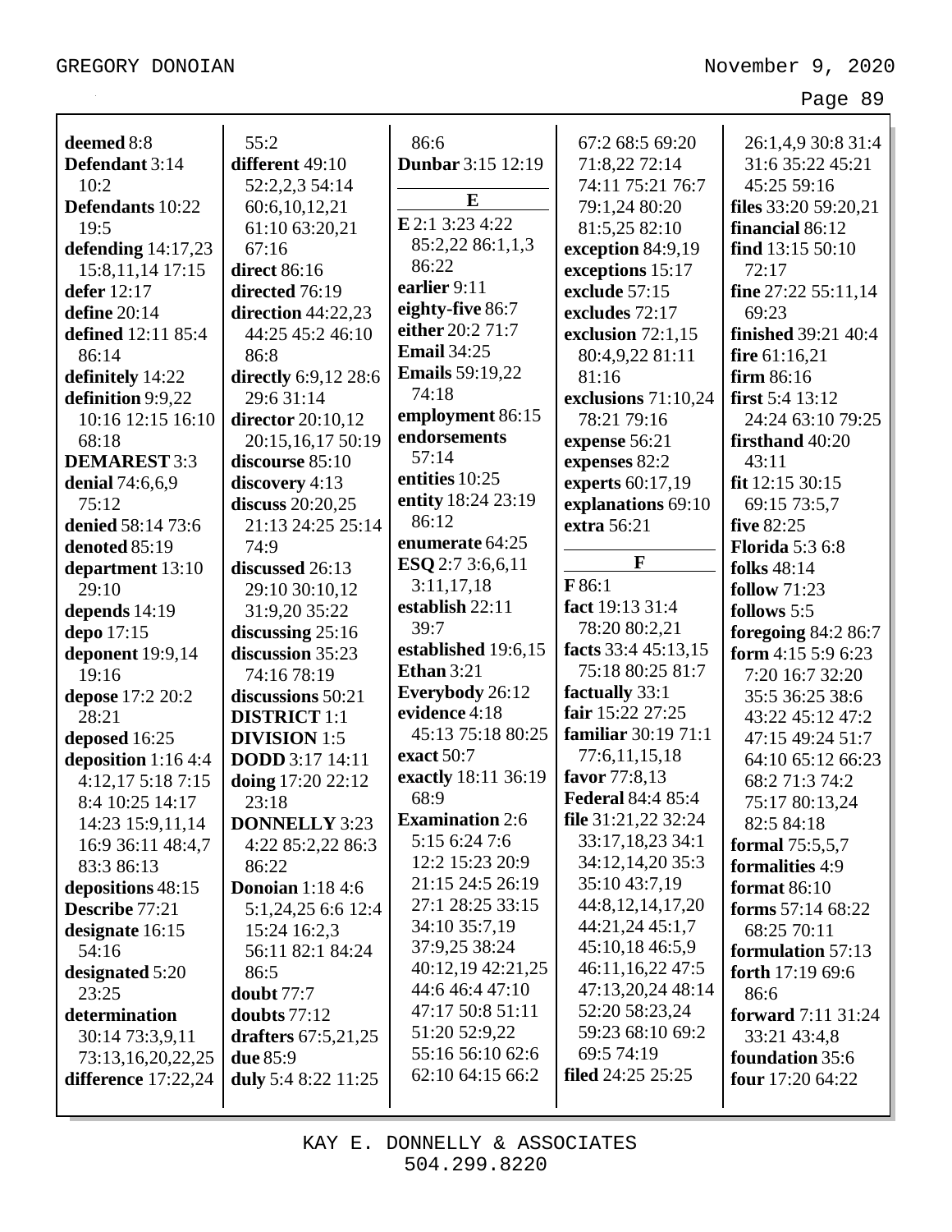**deemed** 8:8
**Defendant** 3:14 10:2
**Defendants** 10:22 19:5
**defending** 14:17,23 15:8,11,14 17:15
**defer** 12:17
**define** 20:14
**defined** 12:11 85:4 86:14
**definitely** 14:22
**definition** 9:9,22 10:16 12:15 16:10 68:18
**DEMAREST** 3:3
**denial** 74:6,6,9 75:12
**denied** 58:14 73:6
**denoted** 85:19
**department** 13:10 29:10
**depends** 14:19
**depo** 17:15
**deponent** 19:9,14 19:16
**depose** 17:2 20:2 28:21
**deposed** 16:25
**deposition** 1:16 4:4 4:12,17 5:18 7:15 8:4 10:25 14:17 14:23 15:9,11,14 16:9 36:11 48:4,7 83:3 86:13
**depositions** 48:15
**Describe** 77:21
**designate** 16:15 54:16
**designated** 5:20 23:25
**determination** 30:14 73:3,9,11 73:13,16,20,22,25
**difference** 17:22,24 55:2
**different** 49:10 52:2,2,3 54:14 60:6,10,12,21 61:10 63:20,21 67:16
**direct** 86:16
**directed** 76:19
**direction** 44:22,23 44:25 45:2 46:10 86:8
**directly** 6:9,12 28:6 29:6 31:14
**director** 20:10,12 20:15,16,17 50:19
**discourse** 85:10
**discovery** 4:13
**discuss** 20:20,25 21:13 24:25 25:14 74:9
**discussed** 26:13 29:10 30:10,12 31:9,20 35:22
**discussing** 25:16
**discussion** 35:23 74:16 78:19
**discussions** 50:21
**DISTRICT** 1:1
**DIVISION** 1:5
**DODD** 3:17 14:11
**doing** 17:20 22:12 23:18
**DONNELLY** 3:23 4:22 85:2,22 86:3 86:22
**Donoian** 1:18 4:6 5:1,24,25 6:6 12:4 15:24 16:2,3 56:11 82:1 84:24 86:5
**doubt** 77:7
**doubts** 77:12
**drafters** 67:5,21,25
**due** 85:9
**duly** 5:4 8:22 11:25 86:6
**Dunbar** 3:15 12:19

**E**

**E** 2:1 3:23 4:22 85:2,22 86:1,1,3 86:22
**earlier** 9:11
**eighty-five** 86:7
**either** 20:2 71:7
**Email** 34:25
**Emails** 59:19,22 74:18
**employment** 86:15
**endorsements** 57:14
**entities** 10:25
**entity** 18:24 23:19 86:12
**enumerate** 64:25
**ESQ** 2:7 3:6,6,11 3:11,17,18
**establish** 22:11 39:7
**established** 19:6,15
**Ethan** 3:21
**Everybody** 26:12
**evidence** 4:18 45:13 75:18 80:25
**exact** 50:7
**exactly** 18:11 36:19 68:9
**Examination** 2:6 5:15 6:24 7:6 12:2 15:23 20:9 21:15 24:5 26:19 27:1 28:25 33:15 34:10 35:7,19 37:9,25 38:24 40:12,19 42:21,25 44:6 46:4 47:10 47:17 50:8 51:11 51:20 52:9,22 55:16 56:10 62:6 62:10 64:15 66:2 67:2 68:5 69:20 71:8,22 72:14 74:11 75:21 76:7 79:1,24 80:20 81:5,25 82:10
**exception** 84:9,19
**exceptions** 15:17
**exclude** 57:15
**excludes** 72:17
**exclusion** 72:1,15 80:4,9,22 81:11 81:16
**exclusions** 71:10,24 78:21 79:16
**expense** 56:21
**expenses** 82:2
**experts** 60:17,19
**explanations** 69:10
**extra** 56:21

**F**

**F** 86:1
**fact** 19:13 31:4 78:20 80:2,21
**facts** 33:4 45:13,15 75:18 80:25 81:7
**factually** 33:1
**fair** 15:22 27:25
**familiar** 30:19 71:1 77:6,11,15,18
**favor** 77:8,13
**Federal** 84:4 85:4
**file** 31:21,22 32:24 33:17,18,23 34:1 34:12,14,20 35:3 35:10 43:7,19 44:8,12,14,17,20 44:21,24 45:1,7 45:10,18 46:5,9 46:11,16,22 47:5 47:13,20,24 48:14 52:20 58:23,24 59:23 68:10 69:2 69:5 74:19
**filed** 24:25 25:25 26:1,4,9 30:8 31:4 31:6 35:22 45:21 45:25 59:16
**files** 33:20 59:20,21
**financial** 86:12
**find** 13:15 50:10 72:17
**fine** 27:22 55:11,14 69:23
**finished** 39:21 40:4
**fire** 61:16,21
**firm** 86:16
**first** 5:4 13:12 24:24 63:10 79:25
**firsthand** 40:20 43:11
**fit** 12:15 30:15 69:15 73:5,7
**five** 82:25
**Florida** 5:3 6:8
**folks** 48:14
**follow** 71:23
**follows** 5:5
**foregoing** 84:2 86:7
**form** 4:15 5:9 6:23 7:20 16:7 32:20 35:5 36:25 38:6 43:22 45:12 47:2 47:15 49:24 51:7 64:10 65:12 66:23 68:2 71:3 74:2 75:17 80:13,24 82:5 84:18
**formal** 75:5,5,7
**formalities** 4:9
**format** 86:10
**forms** 57:14 68:22 68:25 70:11
**formulation** 57:13
**forth** 17:19 69:6 86:6
**forward** 7:11 31:24 33:21 43:4,8
**foundation** 35:6
**four** 17:20 64:22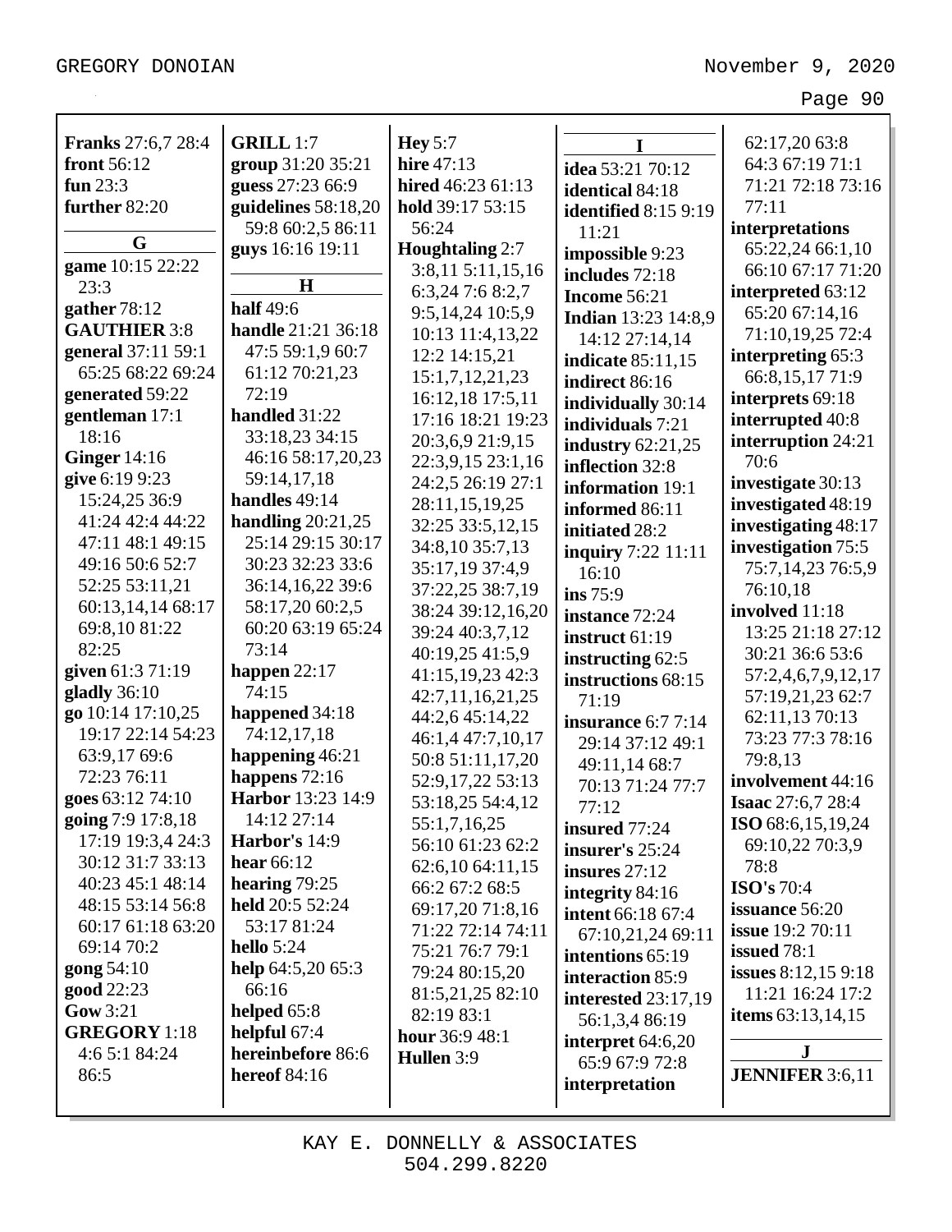**Franks** 27:6,7 28:4
**front** 56:12
**fun** 23:3
**further** 82:20

## G

**game** 10:15 22:22 23:3
**gather** 78:12
**GAUTHIER** 3:8
**general** 37:11 59:1 65:25 68:22 69:24
**generated** 59:22
**gentleman** 17:1 18:16
**Ginger** 14:16
**give** 6:19 9:23 15:24,25 36:9 41:24 42:4 44:22 47:11 48:1 49:15 49:16 50:6 52:7 52:25 53:11,21 60:13,14,14 68:17 69:8,10 81:22 82:25
**given** 61:3 71:19
**gladly** 36:10
**go** 10:14 17:10,25 19:17 22:14 54:23 63:9,17 69:6 72:23 76:11
**goes** 63:12 74:10
**going** 7:9 17:8,18 17:19 19:3,4 24:3 30:12 31:7 33:13 40:23 45:1 48:14 48:15 53:14 56:8 60:17 61:18 63:20 69:14 70:2
**gong** 54:10
**good** 22:23
**Gow** 3:21
**GREGORY** 1:18 4:6 5:1 84:24 86:5
**GRILL** 1:7
**group** 31:20 35:21
**guess** 27:23 66:9
**guidelines** 58:18,20 59:8 60:2,5 86:11
**guys** 16:16 19:11

## H

**half** 49:6
**handle** 21:21 36:18 47:5 59:1,9 60:7 61:12 70:21,23 72:19
**handled** 31:22 33:18,23 34:15 46:16 58:17,20,23 59:14,17,18
**handles** 49:14
**handling** 20:21,25 25:14 29:15 30:17 30:23 32:23 33:6 36:14,16,22 39:6 58:17,20 60:2,5 60:20 63:19 65:24 73:14
**happen** 22:17 74:15
**happened** 34:18 74:12,17,18
**happening** 46:21
**happens** 72:16
**Harbor** 13:23 14:9 14:12 27:14
**Harbor's** 14:9
**hear** 66:12
**hearing** 79:25
**held** 20:5 52:24 53:17 81:24
**hello** 5:24
**help** 64:5,20 65:3 66:16
**helped** 65:8
**helpful** 67:4
**hereinbefore** 86:6
**hereof** 84:16
**Hey** 5:7
**hire** 47:13
**hired** 46:23 61:13
**hold** 39:17 53:15 56:24
**Houghtaling** 2:7 3:8,11 5:11,15,16 6:3,24 7:6 8:2,7 9:5,14,24 10:5,9 10:13 11:4,13,22 12:2 14:15,21 15:1,7,12,21,23 16:12,18 17:5,11 17:16 18:21 19:23 20:3,6,9 21:9,15 22:3,9,15 23:1,16 24:2,5 26:19 27:1 28:11,15,19,25 32:25 33:5,12,15 34:8,10 35:7,13 35:17,19 37:4,9 37:22,25 38:7,19 38:24 39:12,16,20 39:24 40:3,7,12 40:19,25 41:5,9 41:15,19,23 42:3 42:7,11,16,21,25 44:2,6 45:14,22 46:1,4 47:7,10,17 50:8 51:11,17,20 52:9,17,22 53:13 53:18,25 54:4,12 55:1,7,16,25 56:10 61:23 62:2 62:6,10 64:11,15 66:2 67:2 68:5 69:17,20 71:8,16 71:22 72:14 74:11 75:21 76:7 79:1 79:24 80:15,20 81:5,21,25 82:10 82:19 83:1
**hour** 36:9 48:1
**Hullen** 3:9

## I

**idea** 53:21 70:12
**identical** 84:18
**identified** 8:15 9:19 11:21
**impossible** 9:23
**includes** 72:18
**Income** 56:21
**Indian** 13:23 14:8,9 14:12 27:14,14
**indicate** 85:11,15
**indirect** 86:16
**individually** 30:14
**individuals** 7:21
**industry** 62:21,25
**inflection** 32:8
**information** 19:1
**informed** 86:11
**initiated** 28:2
**inquiry** 7:22 11:11 16:10
**ins** 75:9
**instance** 72:24
**instruct** 61:19
**instructing** 62:5
**instructions** 68:15 71:19
**insurance** 6:7 7:14 29:14 37:12 49:1 49:11,14 68:7 70:13 71:24 77:7 77:12
**insured** 77:24
**insurer's** 25:24
**insures** 27:12
**integrity** 84:16
**intent** 66:18 67:4 67:10,21,24 69:11
**intentions** 65:19
**interaction** 85:9
**interested** 23:17,19 56:1,3,4 86:19
**interpret** 64:6,20 65:9 67:9 72:8
**interpretation** 62:17,20 63:8 64:3 67:19 71:1 71:21 72:18 73:16 77:11
**interpretations** 65:22,24 66:1,10 66:10 67:17 71:20
**interpreted** 63:12 65:20 67:14,16 71:10,19,25 72:4
**interpreting** 65:3 66:8,15,17 71:9
**interprets** 69:18
**interrupted** 40:8
**interruption** 24:21 70:6
**investigate** 30:13
**investigated** 48:19
**investigating** 48:17
**investigation** 75:5 75:7,14,23 76:5,9 76:10,18
**involved** 11:18 13:25 21:18 27:12 30:21 36:6 53:6 57:2,4,6,7,9,12,17 57:19,21,23 62:7 62:11,13 70:13 73:23 77:3 78:16 79:8,13
**involvement** 44:16
**Isaac** 27:6,7 28:4
**ISO** 68:6,15,19,24 69:10,22 70:3,9 78:8
**ISO's** 70:4
**issuance** 56:20
**issue** 19:2 70:11
**issued** 78:1
**issues** 8:12,15 9:18 11:21 16:24 17:2
**items** 63:13,14,15

## J

**JENNIFER** 3:6,11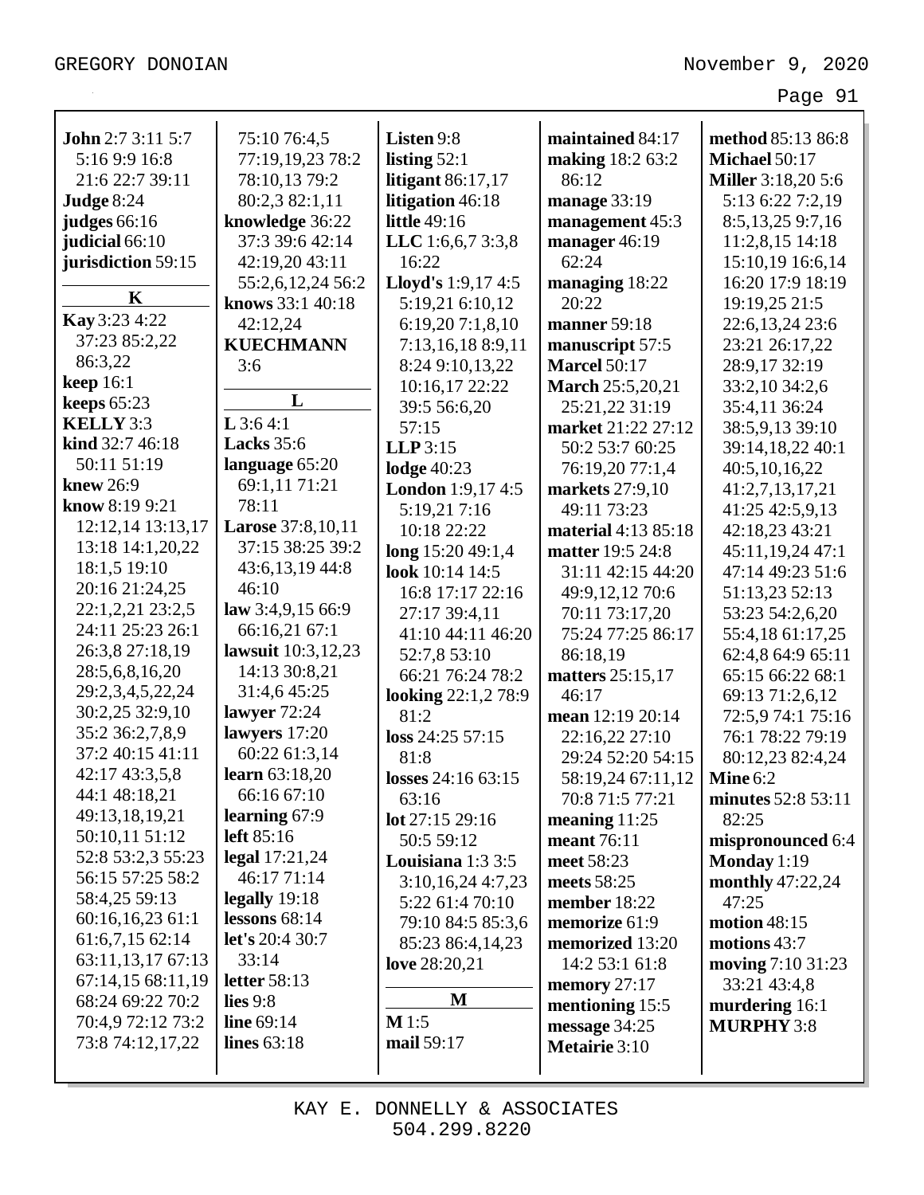**John** 2:7 3:11 5:7 5:16 9:9 16:8 21:6 22:7 39:11
**Judge** 8:24
**judges** 66:16
**judicial** 66:10
**jurisdiction** 59:15

**K**

**Kay** 3:23 4:22 37:23 85:2,22 86:3,22
**keep** 16:1
**keeps** 65:23
**KELLY** 3:3
**kind** 32:7 46:18 50:11 51:19
**knew** 26:9
**know** 8:19 9:21 12:12,14 13:13,17 13:18 14:1,20,22 18:1,5 19:10 20:16 21:24,25 22:1,2,21 23:2,5 24:11 25:23 26:1 26:3,8 27:18,19 28:5,6,8,16,20 29:2,3,4,5,22,24 30:2,25 32:9,10 35:2 36:2,7,8,9 37:2 40:15 41:11 42:17 43:3,5,8 44:1 48:18,21 49:13,18,19,21 50:10,11 51:12 52:8 53:2,3 55:23 56:15 57:25 58:2 58:4,25 59:13 60:16,16,23 61:1 61:6,7,15 62:14 63:11,13,17 67:13 67:14,15 68:11,19 68:24 69:22 70:2 70:4,9 72:12 73:2 73:8 74:12,17,22 75:10 76:4,5 77:19,19,23 78:2 78:10,13 79:2 80:2,3 82:1,11
**knowledge** 36:22 37:3 39:6 42:14 42:19,20 43:11 55:2,6,12,24 56:2
**knows** 33:1 40:18 42:12,24
**KUECHMANN** 3:6

**L**

**L** 3:6 4:1
**Lacks** 35:6
**language** 65:20 69:1,11 71:21 78:11
**Larose** 37:8,10,11 37:15 38:25 39:2 43:6,13,19 44:8 46:10
**law** 3:4,9,15 66:9 66:16,21 67:1
**lawsuit** 10:3,12,23 14:13 30:8,21 31:4,6 45:25
**lawyer** 72:24
**lawyers** 17:20 60:22 61:3,14
**learn** 63:18,20 66:16 67:10
**learning** 67:9
**left** 85:16
**legal** 17:21,24 46:17 71:14
**legally** 19:18
**lessons** 68:14
**let's** 20:4 30:7 33:14
**letter** 58:13
**lies** 9:8
**line** 69:14
**lines** 63:18
**Listen** 9:8
**listing** 52:1
**litigant** 86:17,17
**litigation** 46:18
**little** 49:16
**LLC** 1:6,6,7 3:3,8 16:22
**Lloyd's** 1:9,17 4:5 5:19,21 6:10,12 6:19,20 7:1,8,10 7:13,16,18 8:9,11 8:24 9:10,13,22 10:16,17 22:22 39:5 56:6,20 57:15
**LLP** 3:15
**lodge** 40:23
**London** 1:9,17 4:5 5:19,21 7:16 10:18 22:22
**long** 15:20 49:1,4
**look** 10:14 14:5 16:8 17:17 22:16 27:17 39:4,11 41:10 44:11 46:20 52:7,8 53:10 66:21 76:24 78:2
**looking** 22:1,2 78:9 81:2
**loss** 24:25 57:15 81:8
**losses** 24:16 63:15 63:16
**lot** 27:15 29:16 50:5 59:12
**Louisiana** 1:3 3:5 3:10,16,24 4:7,23 5:22 61:4 70:10 79:10 84:5 85:3,6 85:23 86:4,14,23
**love** 28:20,21

**M**

**M** 1:5
**mail** 59:17
**maintained** 84:17
**making** 18:2 63:2 86:12
**manage** 33:19
**management** 45:3
**manager** 46:19 62:24
**managing** 18:22 20:22
**manner** 59:18
**manuscript** 57:5
**Marcel** 50:17
**March** 25:5,20,21 25:21,22 31:19
**market** 21:22 27:12 50:2 53:7 60:25 76:19,20 77:1,4
**markets** 27:9,10 49:11 73:23
**material** 4:13 85:18
**matter** 19:5 24:8 31:11 42:15 44:20 49:9,12,12 70:6 70:11 73:17,20 75:24 77:25 86:17 86:18,19
**matters** 25:15,17 46:17
**mean** 12:19 20:14 22:16,22 27:10 29:24 52:20 54:15 58:19,24 67:11,12 70:8 71:5 77:21
**meaning** 11:25
**meant** 76:11
**meet** 58:23
**meets** 58:25
**member** 18:22
**memorize** 61:9
**memorized** 13:20 14:2 53:1 61:8
**memory** 27:17
**mentioning** 15:5
**message** 34:25
**Metairie** 3:10
**method** 85:13 86:8
**Michael** 50:17
**Miller** 3:18,20 5:6 5:13 6:22 7:2,19 8:5,13,25 9:7,16 11:2,8,15 14:18 15:10,19 16:6,14 16:20 17:9 18:19 19:19,25 21:5 22:6,13,24 23:6 23:21 26:17,22 28:9,17 32:19 33:2,10 34:2,6 35:4,11 36:24 38:5,9,13 39:10 39:14,18,22 40:1 40:5,10,16,22 41:2,7,13,17,21 41:25 42:5,9,13 42:18,23 43:21 45:11,19,24 47:1 47:14 49:23 51:6 51:13,23 52:13 53:23 54:2,6,20 55:4,18 61:17,25 62:4,8 64:9 65:11 65:15 66:22 68:1 69:13 71:2,6,12 72:5,9 74:1 75:16 76:1 78:22 79:19 80:12,23 82:4,24
**Mine** 6:2
**minutes** 52:8 53:11 82:25
**mispronounced** 6:4
**Monday** 1:19
**monthly** 47:22,24 47:25
**motion** 48:15
**motions** 43:7
**moving** 7:10 31:23 33:21 43:4,8
**murdering** 16:1
**MURPHY** 3:8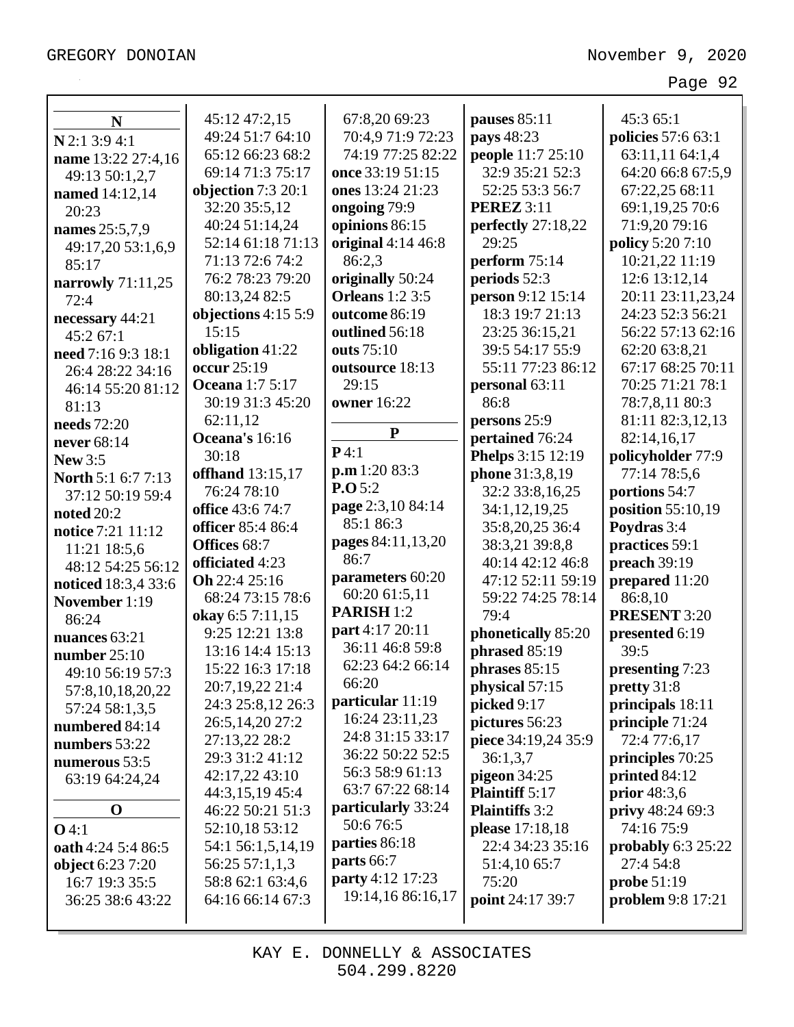## N

**N** 2:1 3:9 4:1
**name** 13:22 27:4,16 49:13 50:1,2,7
**named** 14:12,14 20:23
**names** 25:5,7,9 49:17,20 53:1,6,9 85:17
**narrowly** 71:11,25 72:4
**necessary** 44:21 45:2 67:1
**need** 7:16 9:3 18:1 26:4 28:22 34:16 46:14 55:20 81:12 81:13
**needs** 72:20
**never** 68:14
**New** 3:5
**North** 5:1 6:7 7:13 37:12 50:19 59:4
**noted** 20:2
**notice** 7:21 11:12 11:21 18:5,6 48:12 54:25 56:12
**noticed** 18:3,4 33:6
**November** 1:19 86:24
**nuances** 63:21
**number** 25:10 49:10 56:19 57:3 57:8,10,18,20,22 57:24 58:1,3,5
**numbered** 84:14
**numbers** 53:22
**numerous** 53:5 63:19 64:24,24

## O

**O** 4:1
**oath** 4:24 5:4 86:5
**object** 6:23 7:20 16:7 19:3 35:5 36:25 38:6 43:22 45:12 47:2,15 49:24 51:7 64:10 65:12 66:23 68:2 69:14 71:3 75:17
**objection** 7:3 20:1 32:20 35:5,12 40:24 51:14,24 52:14 61:18 71:13 71:13 72:6 74:2 76:2 78:23 79:20 80:13,24 82:5
**objections** 4:15 5:9 15:15
**obligation** 41:22
**occur** 25:19
**Oceana** 1:7 5:17 30:19 31:3 45:20 62:11,12
**Oceana's** 16:16 30:18
**offhand** 13:15,17 76:24 78:10
**office** 43:6 74:7
**officer** 85:4 86:4
**Offices** 68:7
**officiated** 4:23
**Oh** 22:4 25:16 68:24 73:15 78:6
**okay** 6:5 7:11,15 9:25 12:21 13:8 13:16 14:4 15:13 15:22 16:3 17:18 20:7,19,22 21:4 24:3 25:8,12 26:3 26:5,14,20 27:2 27:13,22 28:2 29:3 31:2 41:12 42:17,22 43:10 44:3,15,19 45:4 46:22 50:21 51:3 52:10,18 53:12 54:1 56:1,5,14,19 56:25 57:1,1,3 58:8 62:1 63:4,6 64:16 66:14 67:3 67:8,20 69:23 70:4,9 71:9 72:23 74:19 77:25 82:22
**once** 33:19 51:15
**ones** 13:24 21:23
**ongoing** 79:9
**opinions** 86:15
**original** 4:14 46:8 86:2,3
**originally** 50:24
**Orleans** 1:2 3:5
**outcome** 86:19
**outlined** 56:18
**outs** 75:10
**outsource** 18:13 29:15
**owner** 16:22

## P

**P** 4:1
**p.m** 1:20 83:3
**P.O** 5:2
**page** 2:3,10 84:14 85:1 86:3
**pages** 84:11,13,20 86:7
**parameters** 60:20 60:20 61:5,11
**PARISH** 1:2
**part** 4:17 20:11 36:11 46:8 59:8 62:23 64:2 66:14 66:20
**particular** 11:19 16:24 23:11,23 24:8 31:15 33:17 36:22 50:22 52:5 56:3 58:9 61:13 63:7 67:22 68:14
**particularly** 33:24 50:6 76:5
**parties** 86:18
**parts** 66:7
**party** 4:12 17:23 19:14,16 86:16,17
**pauses** 85:11
**pays** 48:23
**people** 11:7 25:10 32:9 35:21 52:3 52:25 53:3 56:7
**PEREZ** 3:11
**perfectly** 27:18,22 29:25
**perform** 75:14
**periods** 52:3
**person** 9:12 15:14 18:3 19:7 21:13 23:25 36:15,21 39:5 54:17 55:9 55:11 77:23 86:12
**personal** 63:11 86:8
**persons** 25:9
**pertained** 76:24
**Phelps** 3:15 12:19
**phone** 31:3,8,19 32:2 33:8,16,25 34:1,12,19,25 35:8,20,25 36:4 38:3,21 39:8,8 40:14 42:12 46:8 47:12 52:11 59:19 59:22 74:25 78:14 79:4
**phonetically** 85:20
**phrased** 85:19
**phrases** 85:15
**physical** 57:15
**picked** 9:17
**pictures** 56:23
**piece** 34:19,24 35:9 36:1,3,7
**pigeon** 34:25
**Plaintiff** 5:17
**Plaintiffs** 3:2
**please** 17:18,18 22:4 34:23 35:16 51:4,10 65:7 75:20
**point** 24:17 39:7 45:3 65:1
**policies** 57:6 63:1 63:11,11 64:1,4 64:20 66:8 67:5,9 67:22,25 68:11 69:1,19,25 70:6 71:9,20 79:16
**policy** 5:20 7:10 10:21,22 11:19 12:6 13:12,14 20:11 23:11,23,24 24:23 52:3 56:21 56:22 57:13 62:16 62:20 63:8,21 67:17 68:25 70:11 70:25 71:21 78:1 78:7,8,11 80:3 81:11 82:3,12,13 82:14,16,17
**policyholder** 77:9 77:14 78:5,6
**portions** 54:7
**position** 55:10,19
**Poydras** 3:4
**practices** 59:1
**preach** 39:19
**prepared** 11:20 86:8,10
**PRESENT** 3:20
**presented** 6:19 39:5
**presenting** 7:23
**pretty** 31:8
**principals** 18:11
**principle** 71:24 72:4 77:6,17
**principles** 70:25
**printed** 84:12
**prior** 48:3,6
**privy** 48:24 69:3 74:16 75:9
**probably** 6:3 25:22 27:4 54:8
**probe** 51:19
**problem** 9:8 17:21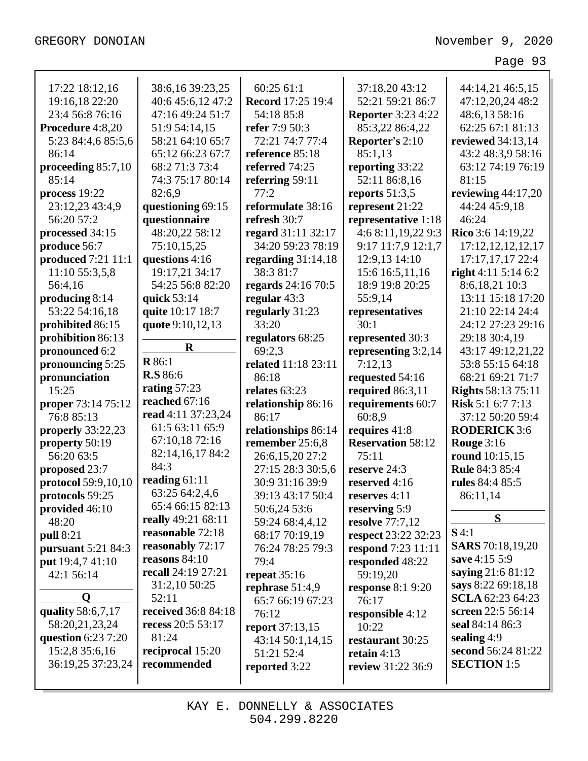17:22 18:12,16 19:16,18 22:20 23:4 56:8 76:16
**Procedure** 4:8,20 5:23 84:4,6 85:5,6 86:14
**proceeding** 85:7,10 85:14
**process** 19:22 23:12,23 43:4,9 56:20 57:2
**processed** 34:15
**produce** 56:7
**produced** 7:21 11:1 11:10 55:3,5,8 56:4,16
**producing** 8:14 53:22 54:16,18
**prohibited** 86:15
**prohibition** 86:13
**pronounced** 6:2
**pronouncing** 5:25
**pronunciation** 15:25
**proper** 73:14 75:12 76:8 85:13
**properly** 33:22,23
**property** 50:19 56:20 63:5
**proposed** 23:7
**protocol** 59:9,10,10
**protocols** 59:25
**provided** 46:10 48:20
**pull** 8:21
**pursuant** 5:21 84:3
**put** 19:4,7 41:10 42:1 56:14

**Q**

**quality** 58:6,7,17 58:20,21,23,24
**question** 6:23 7:20 15:2,8 35:6,16 36:19,25 37:23,24 38:6,16 39:23,25 40:6 45:6,12 47:2 47:16 49:24 51:7 51:9 54:14,15 58:21 64:10 65:7 65:12 66:23 67:7 68:2 71:3 73:4 74:3 75:17 80:14 82:6,9
**questioning** 69:15
**questionnaire** 48:20,22 58:12 75:10,15,25
**questions** 4:16 19:17,21 34:17 54:25 56:8 82:20
**quick** 53:14
**quite** 10:17 18:7
**quote** 9:10,12,13

**R**

**R** 86:1
**R.S** 86:6
**rating** 57:23
**reached** 67:16
**read** 4:11 37:23,24 61:5 63:11 65:9 67:10,18 72:16 82:14,16,17 84:2 84:3
**reading** 61:11 63:25 64:2,4,6 65:4 66:15 82:13
**really** 49:21 68:11
**reasonable** 72:18
**reasonably** 72:17
**reasons** 84:10
**recall** 24:19 27:21 31:2,10 50:25 52:11
**received** 36:8 84:18
**recess** 20:5 53:17 81:24
**reciprocal** 15:20
**recommended** 60:25 61:1
**Record** 17:25 19:4 54:18 85:8
**refer** 7:9 50:3 72:21 74:7 77:4
**reference** 85:18
**referred** 74:25
**referring** 59:11 77:2
**reformulate** 38:16
**refresh** 30:7
**regard** 31:11 32:17 34:20 59:23 78:19
**regarding** 31:14,18 38:3 81:7
**regards** 24:16 70:5
**regular** 43:3
**regularly** 31:23 33:20
**regulators** 68:25 69:2,3
**related** 11:18 23:11 86:18
**relates** 63:23
**relationship** 86:16 86:17
**relationships** 86:14
**remember** 25:6,8 26:6,15,20 27:2 27:15 28:3 30:5,6 30:9 31:16 39:9 39:13 43:17 50:4 50:6,24 53:6 59:24 68:4,4,12 68:17 70:19,19 76:24 78:25 79:3 79:4
**repeat** 35:16
**rephrase** 51:4,9 65:7 66:19 67:23 76:12
**report** 37:13,15 43:14 50:1,14,15 51:21 52:4
**reported** 3:22 37:18,20 43:12 52:21 59:21 86:7
**Reporter** 3:23 4:22 85:3,22 86:4,22
**Reporter's** 2:10 85:1,13
**reporting** 33:22 52:11 86:8,16
**reports** 51:3,5
**represent** 21:22
**representative** 1:18 4:6 8:11,19,22 9:3 9:17 11:7,9 12:1,7 12:9,13 14:10 15:6 16:5,11,16 18:9 19:8 20:25 55:9,14
**representatives** 30:1
**represented** 30:3
**representing** 3:2,14 7:12,13
**requested** 54:16
**required** 86:3,11
**requirements** 60:7 60:8,9
**requires** 41:8
**Reservation** 58:12 75:11
**reserve** 24:3
**reserved** 4:16
**reserves** 4:11
**reserving** 5:9
**resolve** 77:7,12
**respect** 23:22 32:23
**respond** 7:23 11:11
**responded** 48:22 59:19,20
**response** 8:1 9:20 76:17
**responsible** 4:12 10:22
**restaurant** 30:25
**retain** 4:13
**review** 31:22 36:9 44:14,21 46:5,15 47:12,20,24 48:2 48:6,13 58:16 62:25 67:1 81:13
**reviewed** 34:13,14 43:2 48:3,9 58:16 63:12 74:19 76:19 81:15
**reviewing** 44:17,20 44:24 45:9,18 46:24
**Rico** 3:6 14:19,22 17:12,12,12,12,17 17:17,17,17 22:4
**right** 4:11 5:14 6:2 8:6,18,21 10:3 13:11 15:18 17:20 21:10 22:14 24:4 24:12 27:23 29:16 29:18 30:4,19 43:17 49:12,21,22 53:8 55:15 64:18 68:21 69:21 71:7
**Rights** 58:13 75:11
**Risk** 5:1 6:7 7:13 37:12 50:20 59:4
**RODERICK** 3:6
**Rouge** 3:16
**round** 10:15,15
**Rule** 84:3 85:4
**rules** 84:4 85:5 86:11,14

**S**

**S** 4:1
**SARS** 70:18,19,20
**save** 4:15 5:9
**saying** 21:6 81:12
**says** 8:22 69:18,18
**SCLA** 62:23 64:23
**screen** 22:5 56:14
**seal** 84:14 86:3
**sealing** 4:9
**second** 56:24 81:22
**SECTION** 1:5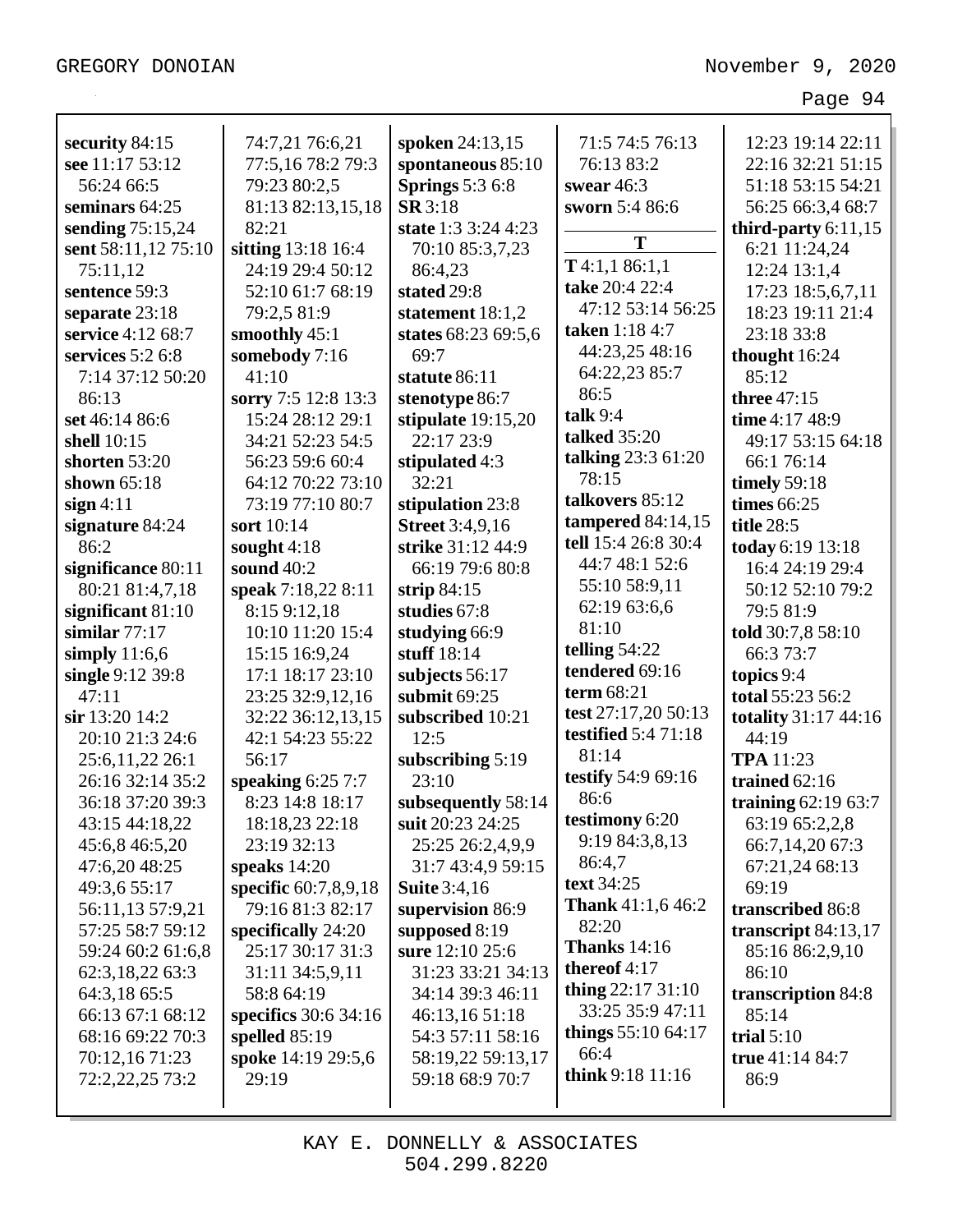**security** 84:15
**see** 11:17 53:12 56:24 66:5
**seminars** 64:25
**sending** 75:15,24
**sent** 58:11,12 75:10 75:11,12
**sentence** 59:3
**separate** 23:18
**service** 4:12 68:7
**services** 5:2 6:8 7:14 37:12 50:20 86:13
**set** 46:14 86:6
**shell** 10:15
**shorten** 53:20
**shown** 65:18
**sign** 4:11
**signature** 84:24 86:2
**significance** 80:11 80:21 81:4,7,18
**significant** 81:10
**similar** 77:17
**simply** 11:6,6
**single** 9:12 39:8 47:11
**sir** 13:20 14:2 20:10 21:3 24:6 25:6,11,22 26:1 26:16 32:14 35:2 36:18 37:20 39:3 43:15 44:18,22 45:6,8 46:5,20 47:6,20 48:25 49:3,6 55:17 56:11,13 57:9,21 57:25 58:7 59:12 59:24 60:2 61:6,8 62:3,18,22 63:3 64:3,18 65:5 66:13 67:1 68:12 68:16 69:22 70:3 70:12,16 71:23 72:2,22,25 73:2 74:7,21 76:6,21 77:5,16 78:2 79:3 79:23 80:2,5 81:13 82:13,15,18 82:21
**sitting** 13:18 16:4 24:19 29:4 50:12 52:10 61:7 68:19 79:2,5 81:9
**smoothly** 45:1
**somebody** 7:16 41:10
**sorry** 7:5 12:8 13:3 15:24 28:12 29:1 34:21 52:23 54:5 56:23 59:6 60:4 64:12 70:22 73:10 73:19 77:10 80:7
**sort** 10:14
**sought** 4:18
**sound** 40:2
**speak** 7:18,22 8:11 8:15 9:12,18 10:10 11:20 15:4 15:15 16:9,24 17:1 18:17 23:10 23:25 32:9,12,16 32:22 36:12,13,15 42:1 54:23 55:22 56:17
**speaking** 6:25 7:7 8:23 14:8 18:17 18:18,23 22:18 23:19 32:13
**speaks** 14:20
**specific** 60:7,8,9,18 79:16 81:3 82:17
**specifically** 24:20 25:17 30:17 31:3 31:11 34:5,9,11 58:8 64:19
**specifics** 30:6 34:16
**spelled** 85:19
**spoke** 14:19 29:5,6 29:19
**spoken** 24:13,15
**spontaneous** 85:10
**Springs** 5:3 6:8
**SR** 3:18
**state** 1:3 3:24 4:23 70:10 85:3,7,23 86:4,23
**stated** 29:8
**statement** 18:1,2
**states** 68:23 69:5,6 69:7
**statute** 86:11
**stenotype** 86:7
**stipulate** 19:15,20 22:17 23:9
**stipulated** 4:3 32:21
**stipulation** 23:8
**Street** 3:4,9,16
**strike** 31:12 44:9 66:19 79:6 80:8
**strip** 84:15
**studies** 67:8
**studying** 66:9
**stuff** 18:14
**subjects** 56:17
**submit** 69:25
**subscribed** 10:21 12:5
**subscribing** 5:19 23:10
**subsequently** 58:14
**suit** 20:23 24:25 25:25 26:2,4,9,9 31:7 43:4,9 59:15
**Suite** 3:4,16
**supervision** 86:9
**supposed** 8:19
**sure** 12:10 25:6 31:23 33:21 34:13 34:14 39:3 46:11 46:13,16 51:18 54:3 57:11 58:16 58:19,22 59:13,17 59:18 68:9 70:7 71:5 74:5 76:13 76:13 83:2
**swear** 46:3
**sworn** 5:4 86:6

**T**

**T** 4:1,1 86:1,1
**take** 20:4 22:4 47:12 53:14 56:25
**taken** 1:18 4:7 44:23,25 48:16 64:22,23 85:7 86:5
**talk** 9:4
**talked** 35:20
**talking** 23:3 61:20 78:15
**talkovers** 85:12
**tampered** 84:14,15
**tell** 15:4 26:8 30:4 44:7 48:1 52:6 55:10 58:9,11 62:19 63:6,6 81:10
**telling** 54:22
**tendered** 69:16
**term** 68:21
**test** 27:17,20 50:13
**testified** 5:4 71:18 81:14
**testify** 54:9 69:16 86:6
**testimony** 6:20 9:19 84:3,8,13 86:4,7
**text** 34:25
**Thank** 41:1,6 46:2 82:20
**Thanks** 14:16
**thereof** 4:17
**thing** 22:17 31:10 33:25 35:9 47:11
**things** 55:10 64:17 66:4
**think** 9:18 11:16 12:23 19:14 22:11 22:16 32:21 51:15 51:18 53:15 54:21 56:25 66:3,4 68:7
**third-party** 6:11,15 6:21 11:24,24 12:24 13:1,4 17:23 18:5,6,7,11 18:23 19:11 21:4 23:18 33:8
**thought** 16:24 85:12
**three** 47:15
**time** 4:17 48:9 49:17 53:15 64:18 66:1 76:14
**timely** 59:18
**times** 66:25
**title** 28:5
**today** 6:19 13:18 16:4 24:19 29:4 50:12 52:10 79:2 79:5 81:9
**told** 30:7,8 58:10 66:3 73:7
**topics** 9:4
**total** 55:23 56:2
**totality** 31:17 44:16 44:19
**TPA** 11:23
**trained** 62:16
**training** 62:19 63:7 63:19 65:2,2,8 66:7,14,20 67:3 67:21,24 68:13 69:19
**transcribed** 86:8
**transcript** 84:13,17 85:16 86:2,9,10 86:10
**transcription** 84:8 85:14
**trial** 5:10
**true** 41:14 84:7 86:9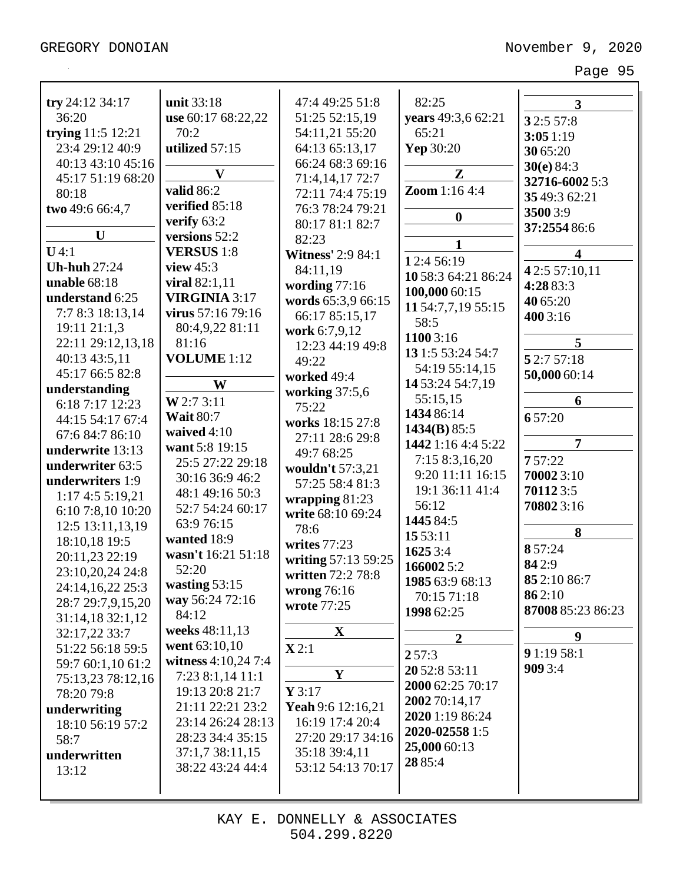**try** 24:12 34:17 36:20
**trying** 11:5 12:21 23:4 29:12 40:9 40:13 43:10 45:16 45:17 51:19 68:20 80:18
**two** 49:6 66:4,7

**U**

**U** 4:1
**Uh-huh** 27:24
**unable** 68:18
**understand** 6:25 7:7 8:3 18:13,14 19:11 21:1,3 22:11 29:12,13,18 40:13 43:5,11 45:17 66:5 82:8
**understanding** 6:18 7:17 12:23 44:15 54:17 67:4 67:6 84:7 86:10
**underwrite** 13:13
**underwriter** 63:5
**underwriters** 1:9 1:17 4:5 5:19,21 6:10 7:8,10 10:20 12:5 13:11,13,19 18:10,18 19:5 20:11,23 22:19 23:10,20,24 24:8 24:14,16,22 25:3 28:7 29:7,9,15,20 31:14,18 32:1,12 32:17,22 33:7 51:22 56:18 59:5 59:7 60:1,10 61:2 75:13,23 78:12,16 78:20 79:8
**underwriting** 18:10 56:19 57:2 58:7
**underwritten** 13:12
**unit** 33:18
**use** 60:17 68:22,22 70:2
**utilized** 57:15

**V**

**valid** 86:2
**verified** 85:18
**verify** 63:2
**versions** 52:2
**VERSUS** 1:8
**view** 45:3
**viral** 82:1,11
**VIRGINIA** 3:17
**virus** 57:16 79:16 80:4,9,22 81:11 81:16
**VOLUME** 1:12

**W**

**W** 2:7 3:11
**Wait** 80:7
**waived** 4:10
**want** 5:8 19:15 25:5 27:22 29:18 30:16 36:9 46:2 48:1 49:16 50:3 52:7 54:24 60:17 63:9 76:15
**wanted** 18:9
**wasn't** 16:21 51:18 52:20
**wasting** 53:15
**way** 56:24 72:16 84:12
**weeks** 48:11,13
**went** 63:10,10
**witness** 4:10,24 7:4 7:23 8:1,14 11:1 19:13 20:8 21:7 21:11 22:21 23:2 23:14 26:24 28:13 28:23 34:4 35:15 37:1,7 38:11,15 38:22 43:24 44:4 47:4 49:25 51:8 51:25 52:15,19 54:11,21 55:20 64:13 65:13,17 66:24 68:3 69:16 71:4,14,17 72:7 72:11 74:4 75:19 76:3 78:24 79:21 80:17 81:1 82:7 82:23
**Witness'** 2:9 84:1 84:11,19
**wording** 77:16
**words** 65:3,9 66:15 66:17 85:15,17
**work** 6:7,9,12 12:23 44:19 49:8 49:22
**worked** 49:4
**working** 37:5,6 75:22
**works** 18:15 27:8 27:11 28:6 29:8 49:7 68:25
**wouldn't** 57:3,21 57:25 58:4 81:3
**wrapping** 81:23
**write** 68:10 69:24 78:6
**writes** 77:23
**writing** 57:13 59:25
**written** 72:2 78:8
**wrong** 76:16
**wrote** 77:25

**X**

**X** 2:1

**Y**

**Y** 3:17
**Yeah** 9:6 12:16,21 16:19 17:4 20:4 27:20 29:17 34:16 35:18 39:4,11 53:12 54:13 70:17 82:25
**years** 49:3,6 62:21 65:21
**Yep** 30:20

**Z**

**Zoom** 1:16 4:4

**0**

**1**

**1** 2:4 56:19
**10** 58:3 64:21 86:24
**100,000** 60:15
**11** 54:7,7,19 55:15 58:5
**1100** 3:16
**13** 1:5 53:24 54:7 54:19 55:14,15
**14** 53:24 54:7,19 55:15,15
**1434** 86:14
**1434(B)** 85:5
**1442** 1:16 4:4 5:22 7:15 8:3,16,20 9:20 11:11 16:15 19:1 36:11 41:4 56:12
**1445** 84:5
**15** 53:11
**1625** 3:4
**166002** 5:2
**1985** 63:9 68:13 70:15 71:18
**1998** 62:25

**2**

**2** 57:3
**20** 52:8 53:11
**2000** 62:25 70:17
**2002** 70:14,17
**2020** 1:19 86:24
**2020-02558** 1:5
**25,000** 60:13
**28** 85:4

**3**

**3** 2:5 57:8
**3:05** 1:19
**30** 65:20
**30(e)** 84:3
**32716-6002** 5:3
**35** 49:3 62:21
**3500** 3:9
**37:2554** 86:6

**4**

**4** 2:5 57:10,11
**4:28** 83:3
**40** 65:20
**400** 3:16

**5**

**5** 2:7 57:18
**50,000** 60:14

**6**

**6** 57:20

**7**

**7** 57:22
**70002** 3:10
**70112** 3:5
**70802** 3:16

**8**

**8** 57:24
**84** 2:9
**85** 2:10 86:7
**86** 2:10
**87008** 85:23 86:23

**9**

**9** 1:19 58:1
**909** 3:4